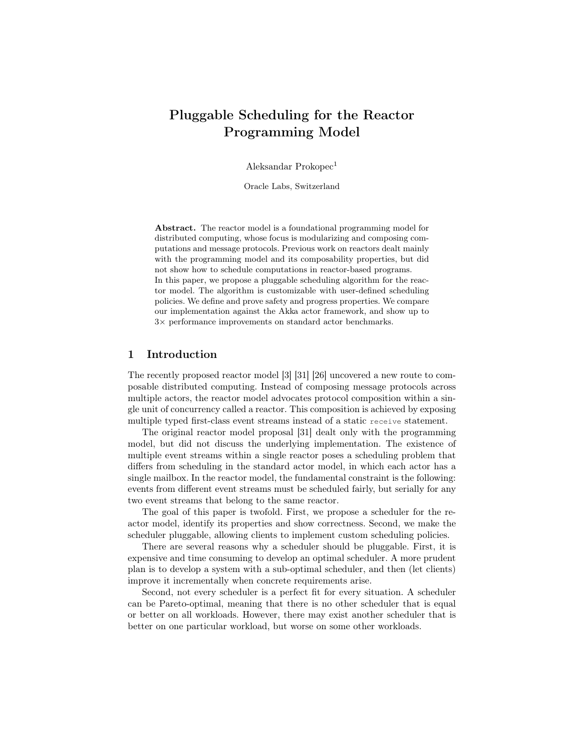# Pluggable Scheduling for the Reactor Programming Model

Aleksandar Prokopec[1]

Oracle Labs, Switzerland

**Abstract.** The reactor model is a foundational programming model for distributed computing, whose focus is modularizing and composing computations and message protocols. Previous work on reactors dealt mainly with the programming model and its composability properties, but did not show how to schedule computations in reactor-based programs.
In this paper, we propose a pluggable scheduling algorithm for the reactor model. The algorithm is customizable with user-defined scheduling policies. We define and prove safety and progress properties. We compare our implementation against the Akka actor framework, and show up to 3× performance improvements on standard actor benchmarks.

## 1 Introduction

The recently proposed reactor model [3] [31] [26] uncovered a new route to composable distributed computing. Instead of composing message protocols across multiple actors, the reactor model advocates protocol composition within a single unit of concurrency called a reactor. This composition is achieved by exposing multiple typed first-class event streams instead of a static `receive` statement.

The original reactor model proposal [31] dealt only with the programming model, but did not discuss the underlying implementation. The existence of multiple event streams within a single reactor poses a scheduling problem that differs from scheduling in the standard actor model, in which each actor has a single mailbox. In the reactor model, the fundamental constraint is the following: events from different event streams must be scheduled fairly, but serially for any two event streams that belong to the same reactor.

The goal of this paper is twofold. First, we propose a scheduler for the reactor model, identify its properties and show correctness. Second, we make the scheduler pluggable, allowing clients to implement custom scheduling policies.

There are several reasons why a scheduler should be pluggable. First, it is expensive and time consuming to develop an optimal scheduler. A more prudent plan is to develop a system with a sub-optimal scheduler, and then (let clients) improve it incrementally when concrete requirements arise.

Second, not every scheduler is a perfect fit for every situation. A scheduler can be Pareto-optimal, meaning that there is no other scheduler that is equal or better on all workloads. However, there may exist another scheduler that is better on one particular workload, but worse on some other workloads.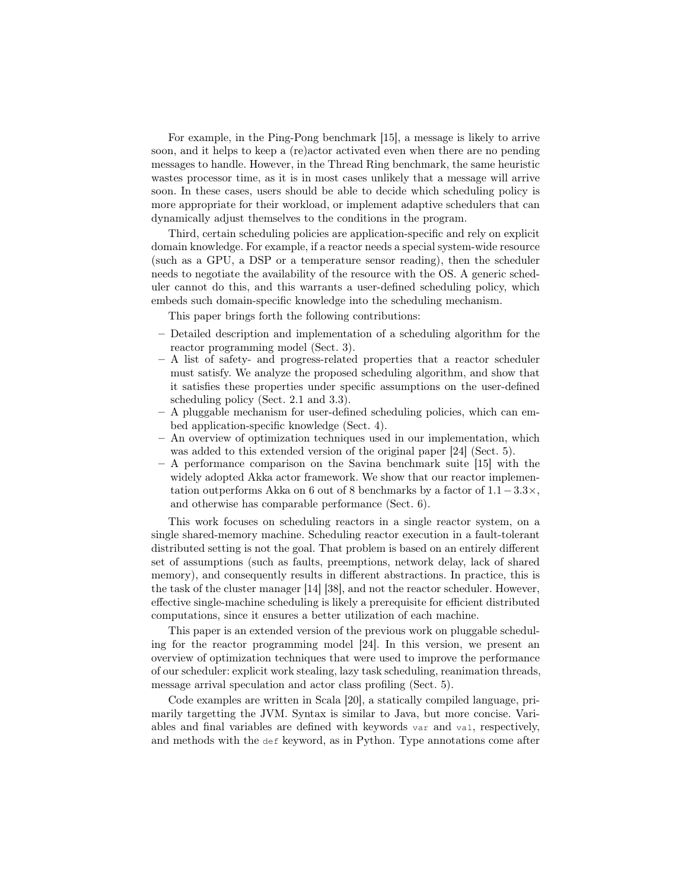For example, in the Ping-Pong benchmark [15], a message is likely to arrive soon, and it helps to keep a (re)actor activated even when there are no pending messages to handle. However, in the Thread Ring benchmark, the same heuristic wastes processor time, as it is in most cases unlikely that a message will arrive soon. In these cases, users should be able to decide which scheduling policy is more appropriate for their workload, or implement adaptive schedulers that can dynamically adjust themselves to the conditions in the program.

Third, certain scheduling policies are application-specific and rely on explicit domain knowledge. For example, if a reactor needs a special system-wide resource (such as a GPU, a DSP or a temperature sensor reading), then the scheduler needs to negotiate the availability of the resource with the OS. A generic scheduler cannot do this, and this warrants a user-defined scheduling policy, which embeds such domain-specific knowledge into the scheduling mechanism.

This paper brings forth the following contributions:

- Detailed description and implementation of a scheduling algorithm for the reactor programming model (Sect. 3).
- A list of safety- and progress-related properties that a reactor scheduler must satisfy. We analyze the proposed scheduling algorithm, and show that it satisfies these properties under specific assumptions on the user-defined scheduling policy (Sect. 2.1 and 3.3).
- A pluggable mechanism for user-defined scheduling policies, which can embed application-specific knowledge (Sect. 4).
- An overview of optimization techniques used in our implementation, which was added to this extended version of the original paper [24] (Sect. 5).
- A performance comparison on the Savina benchmark suite [15] with the widely adopted Akka actor framework. We show that our reactor implementation outperforms Akka on 6 out of 8 benchmarks by a factor of $1.1-3.3\times$, and otherwise has comparable performance (Sect. 6).

This work focuses on scheduling reactors in a single reactor system, on a single shared-memory machine. Scheduling reactor execution in a fault-tolerant distributed setting is not the goal. That problem is based on an entirely different set of assumptions (such as faults, preemptions, network delay, lack of shared memory), and consequently results in different abstractions. In practice, this is the task of the cluster manager [14] [38], and not the reactor scheduler. However, effective single-machine scheduling is likely a prerequisite for efficient distributed computations, since it ensures a better utilization of each machine.

This paper is an extended version of the previous work on pluggable scheduling for the reactor programming model [24]. In this version, we present an overview of optimization techniques that were used to improve the performance of our scheduler: explicit work stealing, lazy task scheduling, reanimation threads, message arrival speculation and actor class profiling (Sect. 5).

Code examples are written in Scala [20], a statically compiled language, primarily targetting the JVM. Syntax is similar to Java, but more concise. Variables and final variables are defined with keywords `var` and `val`, respectively, and methods with the `def` keyword, as in Python. Type annotations come after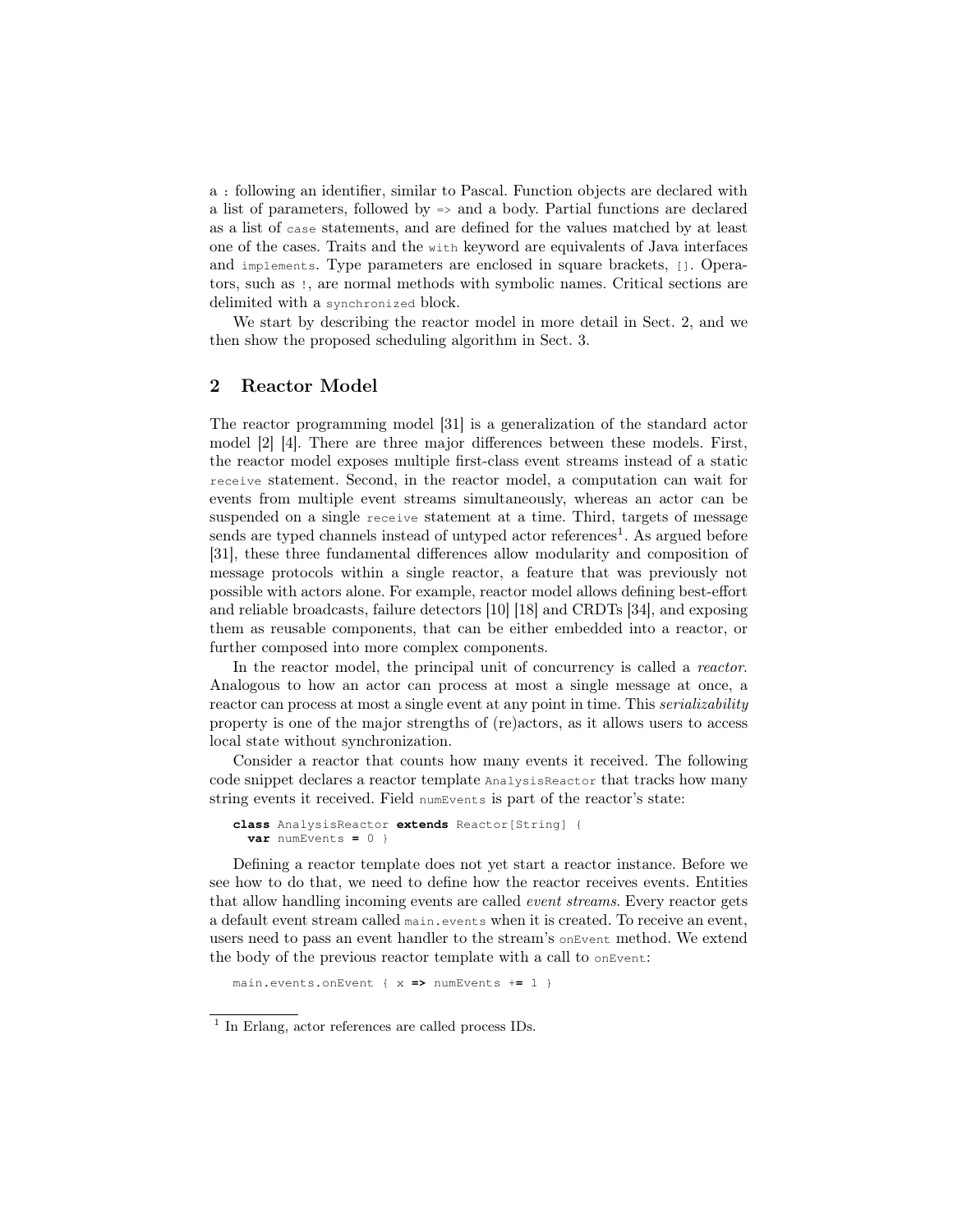a `:` following an identifier, similar to Pascal. Function objects are declared with a list of parameters, followed by `=>` and a body. Partial functions are declared as a list of `case` statements, and are defined for the values matched by at least one of the cases. Traits and the `with` keyword are equivalents of Java interfaces and `implements`. Type parameters are enclosed in square brackets, `[]`. Operators, such as `!`, are normal methods with symbolic names. Critical sections are delimited with a `synchronized` block.

We start by describing the reactor model in more detail in Sect. 2, and we then show the proposed scheduling algorithm in Sect. 3.

## 2 Reactor Model

The reactor programming model [31] is a generalization of the standard actor model [2] [4]. There are three major differences between these models. First, the reactor model exposes multiple first-class event streams instead of a static `receive` statement. Second, in the reactor model, a computation can wait for events from multiple event streams simultaneously, whereas an actor can be suspended on a single `receive` statement at a time. Third, targets of message sends are typed channels instead of untyped actor references[1]. As argued before [31], these three fundamental differences allow modularity and composition of message protocols within a single reactor, a feature that was previously not possible with actors alone. For example, reactor model allows defining best-effort and reliable broadcasts, failure detectors [10] [18] and CRDTs [34], and exposing them as reusable components, that can be either embedded into a reactor, or further composed into more complex components.

In the reactor model, the principal unit of concurrency is called a *reactor*. Analogous to how an actor can process at most a single message at once, a reactor can process at most a single event at any point in time. This *serializability* property is one of the major strengths of (re)actors, as it allows users to access local state without synchronization.

Consider a reactor that counts how many events it received. The following code snippet declares a reactor template `AnalysisReactor` that tracks how many string events it received. Field `numEvents` is part of the reactor's state:

```
class AnalysisReactor extends Reactor[String] {
  var numEvents = 0 }
```

Defining a reactor template does not yet start a reactor instance. Before we see how to do that, we need to define how the reactor receives events. Entities that allow handling incoming events are called *event streams*. Every reactor gets a default event stream called `main.events` when it is created. To receive an event, users need to pass an event handler to the stream's `onEvent` method. We extend the body of the previous reactor template with a call to `onEvent`:

```
main.events.onEvent { x => numEvents += 1 }
```

[1] In Erlang, actor references are called process IDs.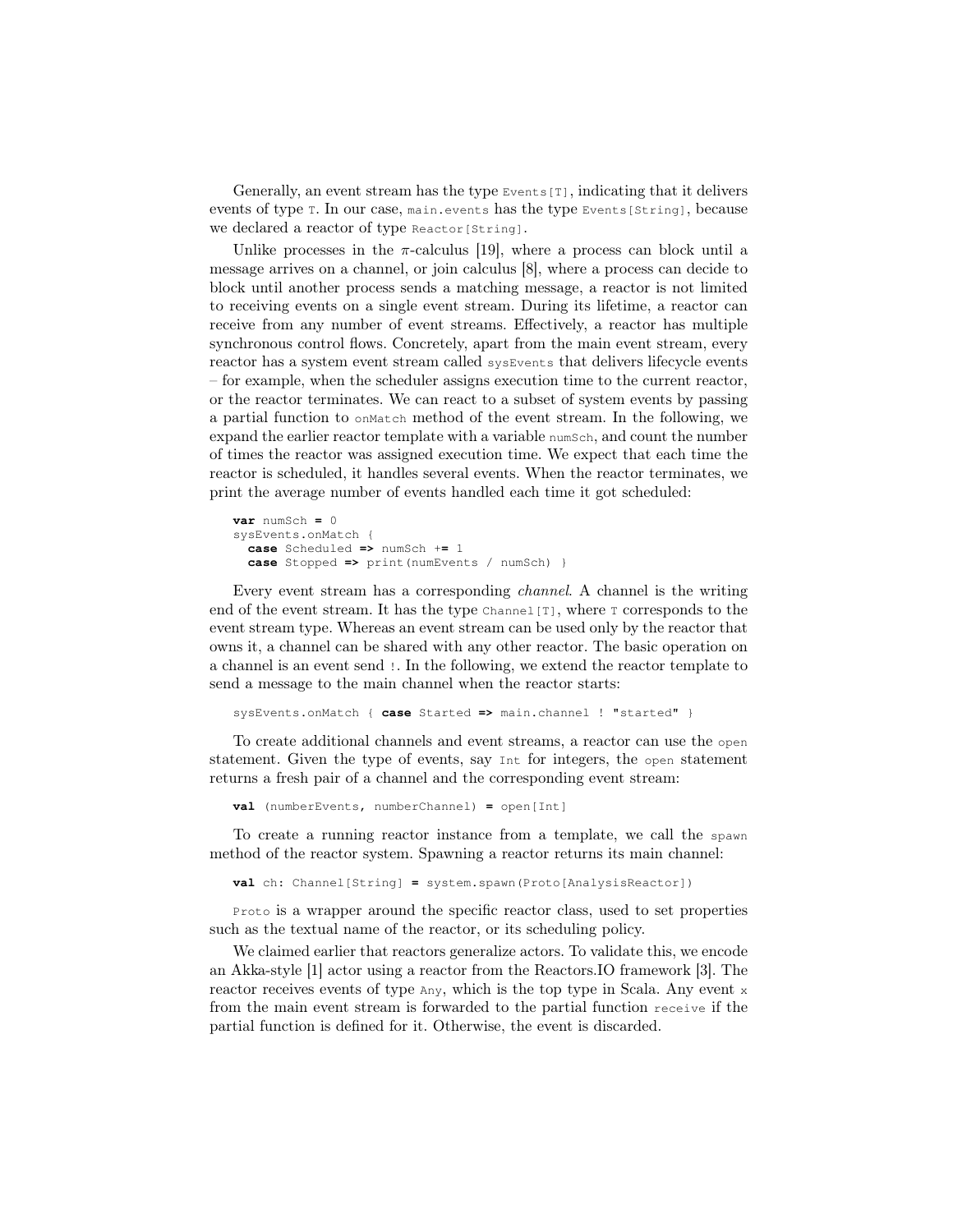Generally, an event stream has the type `Events[T]`, indicating that it delivers events of type `T`. In our case, `main.events` has the type `Events[String]`, because we declared a reactor of type `Reactor[String]`.

Unlike processes in the $\pi$-calculus [19], where a process can block until a message arrives on a channel, or join calculus [8], where a process can decide to block until another process sends a matching message, a reactor is not limited to receiving events on a single event stream. During its lifetime, a reactor can receive from any number of event streams. Effectively, a reactor has multiple synchronous control flows. Concretely, apart from the main event stream, every reactor has a system event stream called `sysEvents` that delivers lifecycle events – for example, when the scheduler assigns execution time to the current reactor, or the reactor terminates. We can react to a subset of system events by passing a partial function to `onMatch` method of the event stream. In the following, we expand the earlier reactor template with a variable `numSch`, and count the number of times the reactor was assigned execution time. We expect that each time the reactor is scheduled, it handles several events. When the reactor terminates, we print the average number of events handled each time it got scheduled:

```
var numSch = 0
sysEvents.onMatch {
  case Scheduled => numSch += 1
  case Stopped => print(numEvents / numSch) }
```

Every event stream has a corresponding *channel*. A channel is the writing end of the event stream. It has the type `Channel[T]`, where `T` corresponds to the event stream type. Whereas an event stream can be used only by the reactor that owns it, a channel can be shared with any other reactor. The basic operation on a channel is an event send `!`. In the following, we extend the reactor template to send a message to the main channel when the reactor starts:

```
sysEvents.onMatch { case Started => main.channel ! "started" }
```

To create additional channels and event streams, a reactor can use the `open` statement. Given the type of events, say `Int` for integers, the `open` statement returns a fresh pair of a channel and the corresponding event stream:

```
val (numberEvents, numberChannel) = open[Int]
```

To create a running reactor instance from a template, we call the `spawn` method of the reactor system. Spawning a reactor returns its main channel:

```
val ch: Channel[String] = system.spawn(Proto[AnalysisReactor])
```

`Proto` is a wrapper around the specific reactor class, used to set properties such as the textual name of the reactor, or its scheduling policy.

We claimed earlier that reactors generalize actors. To validate this, we encode an Akka-style [1] actor using a reactor from the Reactors.IO framework [3]. The reactor receives events of type `Any`, which is the top type in Scala. Any event `x` from the main event stream is forwarded to the partial function `receive` if the partial function is defined for it. Otherwise, the event is discarded.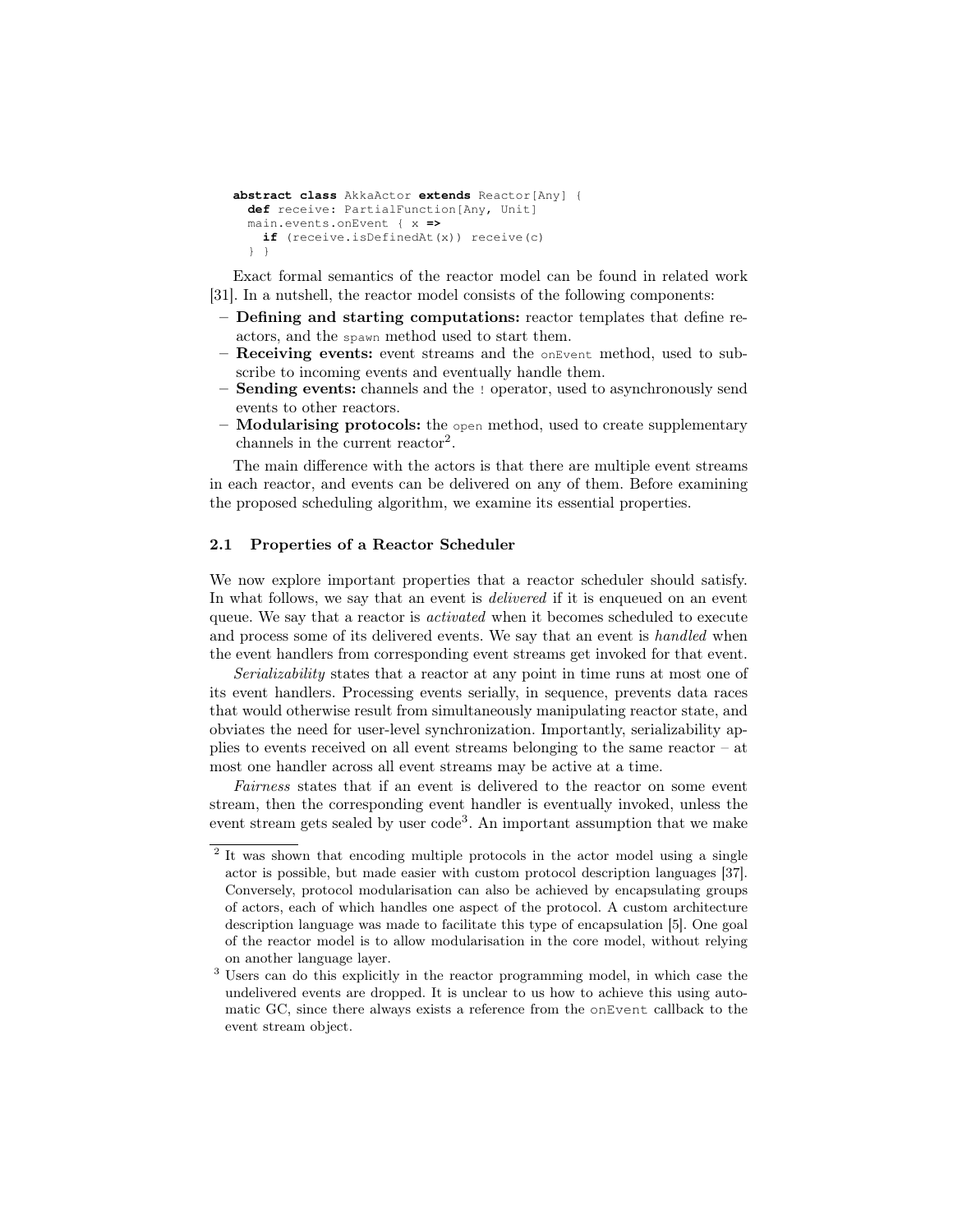```
abstract class AkkaActor extends Reactor[Any] {
  def receive: PartialFunction[Any, Unit]
  main.events.onEvent { x =>
    if (receive.isDefinedAt(x)) receive(c)
  } }
```

Exact formal semantics of the reactor model can be found in related work [31]. In a nutshell, the reactor model consists of the following components:

- **Defining and starting computations:** reactor templates that define reactors, and the `spawn` method used to start them.
- **Receiving events:** event streams and the `onEvent` method, used to subscribe to incoming events and eventually handle them.
- **Sending events:** channels and the `!` operator, used to asynchronously send events to other reactors.
- **Modularising protocols:** the `open` method, used to create supplementary channels in the current reactor[2].

The main difference with the actors is that there are multiple event streams in each reactor, and events can be delivered on any of them. Before examining the proposed scheduling algorithm, we examine its essential properties.

### 2.1 Properties of a Reactor Scheduler

We now explore important properties that a reactor scheduler should satisfy. In what follows, we say that an event is *delivered* if it is enqueued on an event queue. We say that a reactor is *activated* when it becomes scheduled to execute and process some of its delivered events. We say that an event is *handled* when the event handlers from corresponding event streams get invoked for that event.

*Serializability* states that a reactor at any point in time runs at most one of its event handlers. Processing events serially, in sequence, prevents data races that would otherwise result from simultaneously manipulating reactor state, and obviates the need for user-level synchronization. Importantly, serializability applies to events received on all event streams belonging to the same reactor – at most one handler across all event streams may be active at a time.

*Fairness* states that if an event is delivered to the reactor on some event stream, then the corresponding event handler is eventually invoked, unless the event stream gets sealed by user code[3]. An important assumption that we make

[2] It was shown that encoding multiple protocols in the actor model using a single actor is possible, but made easier with custom protocol description languages [37]. Conversely, protocol modularisation can also be achieved by encapsulating groups of actors, each of which handles one aspect of the protocol. A custom architecture description language was made to facilitate this type of encapsulation [5]. One goal of the reactor model is to allow modularisation in the core model, without relying on another language layer.

[3] Users can do this explicitly in the reactor programming model, in which case the undelivered events are dropped. It is unclear to us how to achieve this using automatic GC, since there always exists a reference from the `onEvent` callback to the event stream object.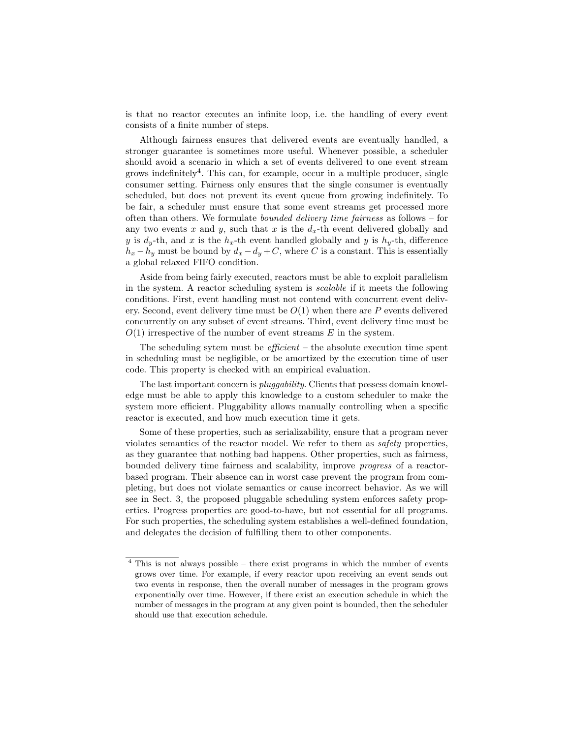is that no reactor executes an infinite loop, i.e. the handling of every event consists of a finite number of steps.

Although fairness ensures that delivered events are eventually handled, a stronger guarantee is sometimes more useful. Whenever possible, a scheduler should avoid a scenario in which a set of events delivered to one event stream grows indefinitely[4]. This can, for example, occur in a multiple producer, single consumer setting. Fairness only ensures that the single consumer is eventually scheduled, but does not prevent its event queue from growing indefinitely. To be fair, a scheduler must ensure that some event streams get processed more often than others. We formulate *bounded delivery time fairness* as follows – for any two events $x$ and $y$, such that $x$ is the $d_x$-th event delivered globally and $y$ is $d_y$-th, and $x$ is the $h_x$-th event handled globally and $y$ is $h_y$-th, difference $h_x - h_y$ must be bound by $d_x - d_y + C$, where $C$ is a constant. This is essentially a global relaxed FIFO condition.

Aside from being fairly executed, reactors must be able to exploit parallelism in the system. A reactor scheduling system is *scalable* if it meets the following conditions. First, event handling must not contend with concurrent event delivery. Second, event delivery time must be $O(1)$ when there are $P$ events delivered concurrently on any subset of event streams. Third, event delivery time must be $O(1)$ irrespective of the number of event streams $E$ in the system.

The scheduling sytem must be *efficient* – the absolute execution time spent in scheduling must be negligible, or be amortized by the execution time of user code. This property is checked with an empirical evaluation.

The last important concern is *pluggability*. Clients that possess domain knowledge must be able to apply this knowledge to a custom scheduler to make the system more efficient. Pluggability allows manually controlling when a specific reactor is executed, and how much execution time it gets.

Some of these properties, such as serializability, ensure that a program never violates semantics of the reactor model. We refer to them as *safety* properties, as they guarantee that nothing bad happens. Other properties, such as fairness, bounded delivery time fairness and scalability, improve *progress* of a reactor-based program. Their absence can in worst case prevent the program from completing, but does not violate semantics or cause incorrect behavior. As we will see in Sect. 3, the proposed pluggable scheduling system enforces safety properties. Progress properties are good-to-have, but not essential for all programs. For such properties, the scheduling system establishes a well-defined foundation, and delegates the decision of fulfilling them to other components.

---

[4] This is not always possible – there exist programs in which the number of events grows over time. For example, if every reactor upon receiving an event sends out two events in response, then the overall number of messages in the program grows exponentially over time. However, if there exist an execution schedule in which the number of messages in the program at any given point is bounded, then the scheduler should use that execution schedule.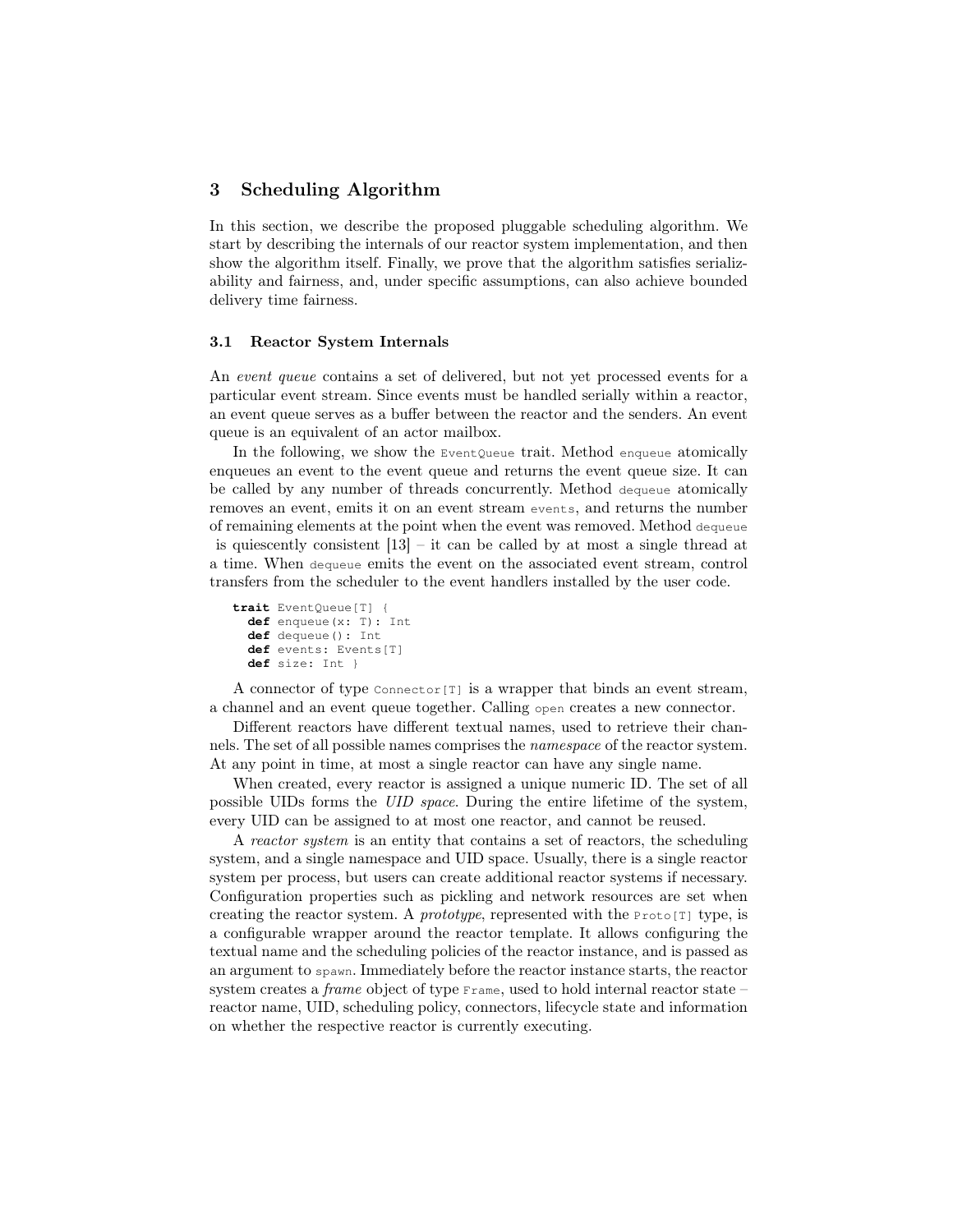## 3 Scheduling Algorithm

In this section, we describe the proposed pluggable scheduling algorithm. We start by describing the internals of our reactor system implementation, and then show the algorithm itself. Finally, we prove that the algorithm satisfies serializability and fairness, and, under specific assumptions, can also achieve bounded delivery time fairness.

### 3.1 Reactor System Internals

An *event queue* contains a set of delivered, but not yet processed events for a particular event stream. Since events must be handled serially within a reactor, an event queue serves as a buffer between the reactor and the senders. An event queue is an equivalent of an actor mailbox.

In the following, we show the `EventQueue` trait. Method `enqueue` atomically enqueues an event to the event queue and returns the event queue size. It can be called by any number of threads concurrently. Method `dequeue` atomically removes an event, emits it on an event stream `events`, and returns the number of remaining elements at the point when the event was removed. Method `dequeue` is quiescently consistent [13] – it can be called by at most a single thread at a time. When `dequeue` emits the event on the associated event stream, control transfers from the scheduler to the event handlers installed by the user code.

```
trait EventQueue[T] {
  def enqueue(x: T): Int
  def dequeue(): Int
  def events: Events[T]
  def size: Int }
```

A connector of type `Connector[T]` is a wrapper that binds an event stream, a channel and an event queue together. Calling `open` creates a new connector.

Different reactors have different textual names, used to retrieve their channels. The set of all possible names comprises the *namespace* of the reactor system. At any point in time, at most a single reactor can have any single name.

When created, every reactor is assigned a unique numeric ID. The set of all possible UIDs forms the *UID space*. During the entire lifetime of the system, every UID can be assigned to at most one reactor, and cannot be reused.

A *reactor system* is an entity that contains a set of reactors, the scheduling system, and a single namespace and UID space. Usually, there is a single reactor system per process, but users can create additional reactor systems if necessary. Configuration properties such as pickling and network resources are set when creating the reactor system. A *prototype*, represented with the `Proto[T]` type, is a configurable wrapper around the reactor template. It allows configuring the textual name and the scheduling policies of the reactor instance, and is passed as an argument to `spawn`. Immediately before the reactor instance starts, the reactor system creates a *frame* object of type `Frame`, used to hold internal reactor state – reactor name, UID, scheduling policy, connectors, lifecycle state and information on whether the respective reactor is currently executing.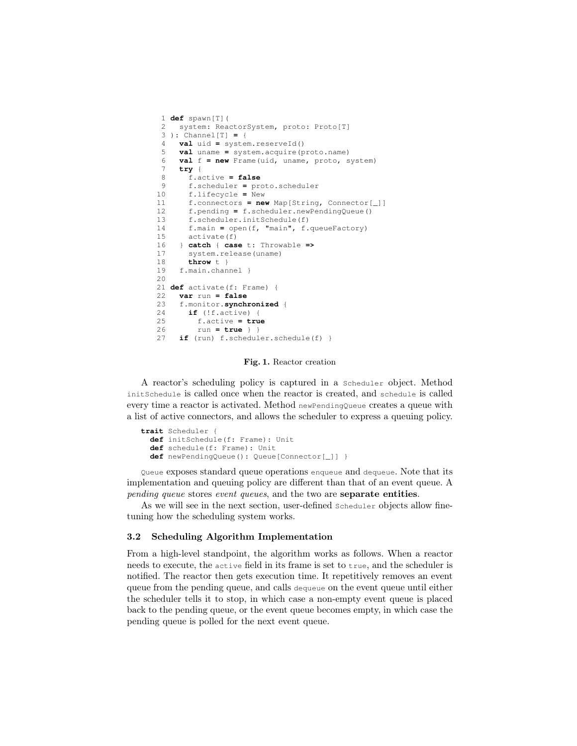```
 1 def spawn[T](
 2   system: ReactorSystem, proto: Proto[T]
 3 ): Channel[T] = {
 4   val uid = system.reserveId()
 5   val uname = system.acquire(proto.name)
 6   val f = new Frame(uid, uname, proto, system)
 7   try {
 8     f.active = false
 9     f.scheduler = proto.scheduler
10     f.lifecycle = New
11     f.connectors = new Map[String, Connector[_]]
12     f.pending = f.scheduler.newPendingQueue()
13     f.scheduler.initSchedule(f)
14     f.main = open(f, "main", f.queueFactory)
15     activate(f)
16   } catch { case t: Throwable =>
17     system.release(uname)
18     throw t }
19   f.main.channel }
20
21 def activate(f: Frame) {
22   var run = false
23   f.monitor.synchronized {
24     if (!f.active) {
25       f.active = true
26       run = true } }
27   if (run) f.scheduler.schedule(f) }
```

**Fig. 1.** Reactor creation

A reactor's scheduling policy is captured in a `Scheduler` object. Method `initSchedule` is called once when the reactor is created, and `schedule` is called every time a reactor is activated. Method `newPendingQueue` creates a queue with a list of active connectors, and allows the scheduler to express a queuing policy.

```
trait Scheduler {
  def initSchedule(f: Frame): Unit
  def schedule(f: Frame): Unit
  def newPendingQueue(): Queue[Connector[_]] }
```

`Queue` exposes standard queue operations `enqueue` and `dequeue`. Note that its implementation and queuing policy are different than that of an event queue. A *pending queue* stores *event queues*, and the two are **separate entities**.

As we will see in the next section, user-defined `Scheduler` objects allow fine-tuning how the scheduling system works.

### 3.2 Scheduling Algorithm Implementation

From a high-level standpoint, the algorithm works as follows. When a reactor needs to execute, the `active` field in its frame is set to `true`, and the scheduler is notified. The reactor then gets execution time. It repetitively removes an event queue from the pending queue, and calls `dequeue` on the event queue until either the scheduler tells it to stop, in which case a non-empty event queue is placed back to the pending queue, or the event queue becomes empty, in which case the pending queue is polled for the next event queue.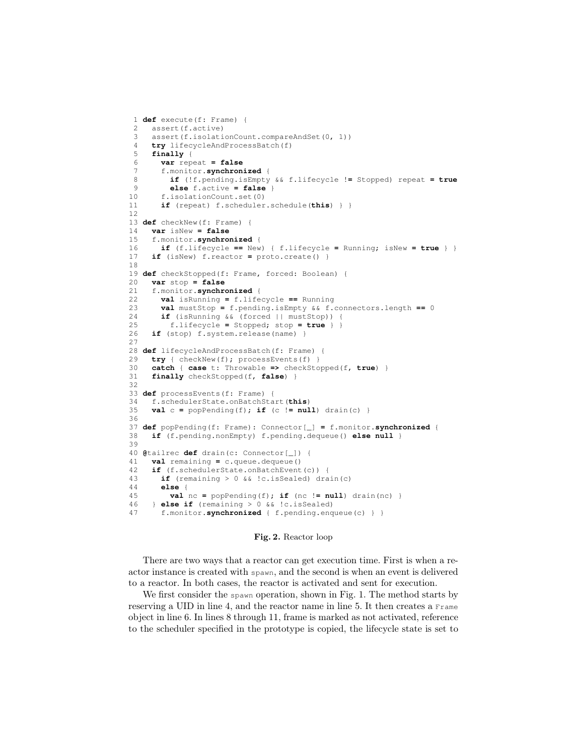```
 1 def execute(f: Frame) {
 2   assert(f.active)
 3   assert(f.isolationCount.compareAndSet(0, 1))
 4   try lifecycleAndProcessBatch(f)
 5   finally {
 6     var repeat = false
 7     f.monitor.synchronized {
 8       if (!f.pending.isEmpty && f.lifecycle != Stopped) repeat = true
 9       else f.active = false }
10     f.isolationCount.set(0)
11     if (repeat) f.scheduler.schedule(this) } }
12
13 def checkNew(f: Frame) {
14   var isNew = false
15   f.monitor.synchronized {
16     if (f.lifecycle == New) { f.lifecycle = Running; isNew = true } }
17   if (isNew) f.reactor = proto.create() }
18
19 def checkStopped(f: Frame, forced: Boolean) {
20   var stop = false
21   f.monitor.synchronized {
22     val isRunning = f.lifecycle == Running
23     val mustStop = f.pending.isEmpty && f.connectors.length == 0
24     if (isRunning && (forced || mustStop)) {
25       f.lifecycle = Stopped; stop = true } }
26   if (stop) f.system.release(name) }
27
28 def lifecycleAndProcessBatch(f: Frame) {
29   try { checkNew(f); processEvents(f) }
30   catch { case t: Throwable => checkStopped(f, true) }
31   finally checkStopped(f, false) }
32
33 def processEvents(f: Frame) {
34   f.schedulerState.onBatchStart(this)
35   val c = popPending(f); if (c != null) drain(c) }
36
37 def popPending(f: Frame): Connector[_] = f.monitor.synchronized {
38   if (f.pending.nonEmpty) f.pending.dequeue() else null }
39
40 @tailrec def drain(c: Connector[_]) {
41   val remaining = c.queue.dequeue()
42   if (f.schedulerState.onBatchEvent(c)) {
43     if (remaining > 0 && !c.isSealed) drain(c)
44     else {
45       val nc = popPending(f); if (nc != null) drain(nc) }
46   } else if (remaining > 0 && !c.isSealed)
47     f.monitor.synchronized { f.pending.enqueue(c) } }
```

**Fig. 2.** Reactor loop

There are two ways that a reactor can get execution time. First is when a reactor instance is created with `spawn`, and the second is when an event is delivered to a reactor. In both cases, the reactor is activated and sent for execution.

We first consider the `spawn` operation, shown in Fig. 1. The method starts by reserving a UID in line 4, and the reactor name in line 5. It then creates a `Frame` object in line 6. In lines 8 through 11, frame is marked as not activated, reference to the scheduler specified in the prototype is copied, the lifecycle state is set to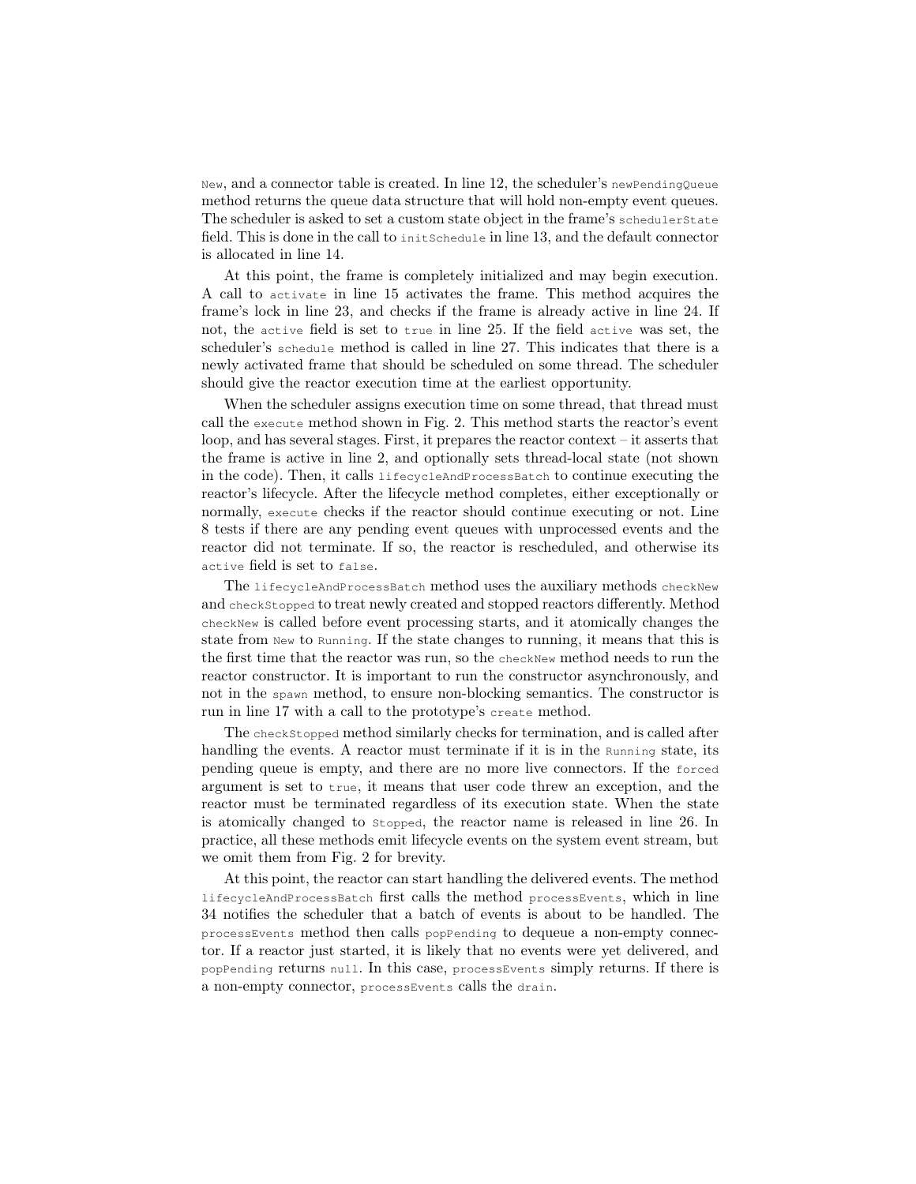`New`, and a connector table is created. In line 12, the scheduler's `newPendingQueue` method returns the queue data structure that will hold non-empty event queues. The scheduler is asked to set a custom state object in the frame's `schedulerState` field. This is done in the call to `initSchedule` in line 13, and the default connector is allocated in line 14.

At this point, the frame is completely initialized and may begin execution. A call to `activate` in line 15 activates the frame. This method acquires the frame's lock in line 23, and checks if the frame is already active in line 24. If not, the `active` field is set to `true` in line 25. If the field `active` was set, the scheduler's `schedule` method is called in line 27. This indicates that there is a newly activated frame that should be scheduled on some thread. The scheduler should give the reactor execution time at the earliest opportunity.

When the scheduler assigns execution time on some thread, that thread must call the `execute` method shown in Fig. 2. This method starts the reactor's event loop, and has several stages. First, it prepares the reactor context – it asserts that the frame is active in line 2, and optionally sets thread-local state (not shown in the code). Then, it calls `lifecycleAndProcessBatch` to continue executing the reactor's lifecycle. After the lifecycle method completes, either exceptionally or normally, `execute` checks if the reactor should continue executing or not. Line 8 tests if there are any pending event queues with unprocessed events and the reactor did not terminate. If so, the reactor is rescheduled, and otherwise its `active` field is set to `false`.

The `lifecycleAndProcessBatch` method uses the auxiliary methods `checkNew` and `checkStopped` to treat newly created and stopped reactors differently. Method `checkNew` is called before event processing starts, and it atomically changes the state from `New` to `Running`. If the state changes to running, it means that this is the first time that the reactor was run, so the `checkNew` method needs to run the reactor constructor. It is important to run the constructor asynchronously, and not in the `spawn` method, to ensure non-blocking semantics. The constructor is run in line 17 with a call to the prototype's `create` method.

The `checkStopped` method similarly checks for termination, and is called after handling the events. A reactor must terminate if it is in the `Running` state, its pending queue is empty, and there are no more live connectors. If the `forced` argument is set to `true`, it means that user code threw an exception, and the reactor must be terminated regardless of its execution state. When the state is atomically changed to `Stopped`, the reactor name is released in line 26. In practice, all these methods emit lifecycle events on the system event stream, but we omit them from Fig. 2 for brevity.

At this point, the reactor can start handling the delivered events. The method `lifecycleAndProcessBatch` first calls the method `processEvents`, which in line 34 notifies the scheduler that a batch of events is about to be handled. The `processEvents` method then calls `popPending` to dequeue a non-empty connector. If a reactor just started, it is likely that no events were yet delivered, and `popPending` returns `null`. In this case, `processEvents` simply returns. If there is a non-empty connector, `processEvents` calls the `drain`.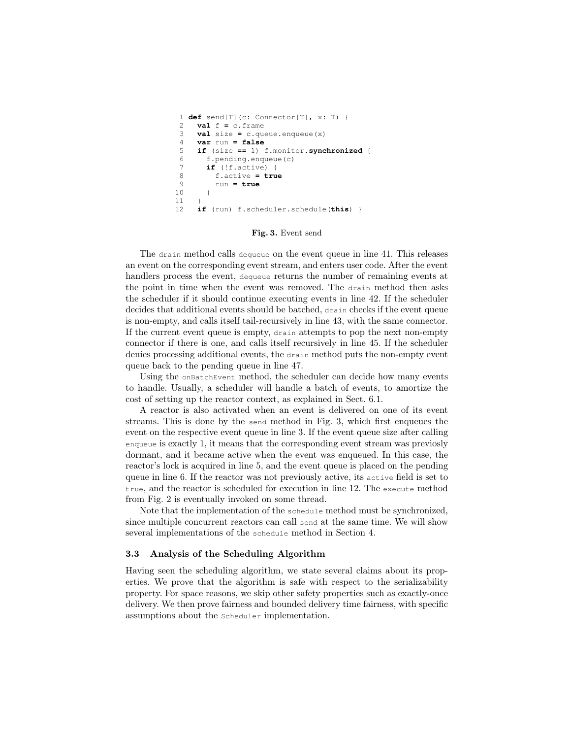```
 1 def send[T](c: Connector[T], x: T) {
 2   val f = c.frame
 3   val size = c.queue.enqueue(x)
 4   var run = false
 5   if (size == 1) f.monitor.synchronized {
 6     f.pending.enqueue(c)
 7     if (!f.active) {
 8       f.active = true
 9       run = true
10     }
11   }
12   if (run) f.scheduler.schedule(this) }
```

**Fig. 3.** Event send

The `drain` method calls `dequeue` on the event queue in line 41. This releases an event on the corresponding event stream, and enters user code. After the event handlers process the event, `dequeue` returns the number of remaining events at the point in time when the event was removed. The `drain` method then asks the scheduler if it should continue executing events in line 42. If the scheduler decides that additional events should be batched, `drain` checks if the event queue is non-empty, and calls itself tail-recursively in line 43, with the same connector. If the current event queue is empty, `drain` attempts to pop the next non-empty connector if there is one, and calls itself recursively in line 45. If the scheduler denies processing additional events, the `drain` method puts the non-empty event queue back to the pending queue in line 47.

Using the `onBatchEvent` method, the scheduler can decide how many events to handle. Usually, a scheduler will handle a batch of events, to amortize the cost of setting up the reactor context, as explained in Sect. 6.1.

A reactor is also activated when an event is delivered on one of its event streams. This is done by the `send` method in Fig. 3, which first enqueues the event on the respective event queue in line 3. If the event queue size after calling `enqueue` is exactly 1, it means that the corresponding event stream was previosly dormant, and it became active when the event was enqueued. In this case, the reactor's lock is acquired in line 5, and the event queue is placed on the pending queue in line 6. If the reactor was not previously active, its `active` field is set to `true`, and the reactor is scheduled for execution in line 12. The `execute` method from Fig. 2 is eventually invoked on some thread.

Note that the implementation of the `schedule` method must be synchronized, since multiple concurrent reactors can call `send` at the same time. We will show several implementations of the `schedule` method in Section 4.

### 3.3 Analysis of the Scheduling Algorithm

Having seen the scheduling algorithm, we state several claims about its properties. We prove that the algorithm is safe with respect to the serializability property. For space reasons, we skip other safety properties such as exactly-once delivery. We then prove fairness and bounded delivery time fairness, with specific assumptions about the `Scheduler` implementation.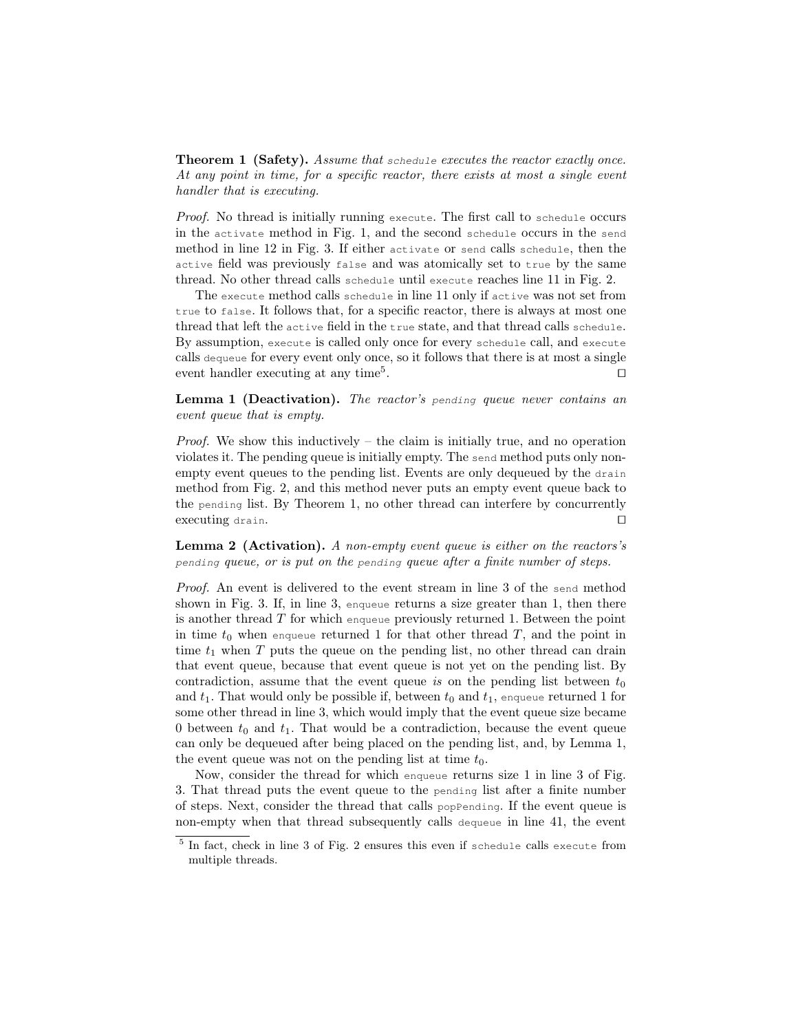**Theorem 1 (Safety).** *Assume that `schedule` executes the reactor exactly once. At any point in time, for a specific reactor, there exists at most a single event handler that is executing.*

*Proof.* No thread is initially running `execute`. The first call to `schedule` occurs in the `activate` method in Fig. 1, and the second `schedule` occurs in the `send` method in line 12 in Fig. 3. If either `activate` or `send` calls `schedule`, then the `active` field was previously `false` and was atomically set to `true` by the same thread. No other thread calls `schedule` until `execute` reaches line 11 in Fig. 2.

The `execute` method calls `schedule` in line 11 only if `active` was not set from `true` to `false`. It follows that, for a specific reactor, there is always at most one thread that left the `active` field in the `true` state, and that thread calls `schedule`. By assumption, `execute` is called only once for every `schedule` call, and `execute` calls `dequeue` for every event only once, so it follows that there is at most a single event handler executing at any time[5]. ☐

**Lemma 1 (Deactivation).** *The reactor's `pending` queue never contains an event queue that is empty.*

*Proof.* We show this inductively – the claim is initially true, and no operation violates it. The pending queue is initially empty. The `send` method puts only non-empty event queues to the pending list. Events are only dequeued by the `drain` method from Fig. 2, and this method never puts an empty event queue back to the `pending` list. By Theorem 1, no other thread can interfere by concurrently executing `drain`. ☐

**Lemma 2 (Activation).** *A non-empty event queue is either on the reactors's `pending` queue, or is put on the `pending` queue after a finite number of steps.*

*Proof.* An event is delivered to the event stream in line 3 of the `send` method shown in Fig. 3. If, in line 3, `enqueue` returns a size greater than 1, then there is another thread $T$ for which `enqueue` previously returned 1. Between the point in time $t_0$ when `enqueue` returned 1 for that other thread $T$, and the point in time $t_1$ when $T$ puts the queue on the pending list, no other thread can drain that event queue, because that event queue is not yet on the pending list. By contradiction, assume that the event queue *is* on the pending list between $t_0$ and $t_1$. That would only be possible if, between $t_0$ and $t_1$, `enqueue` returned 1 for some other thread in line 3, which would imply that the event queue size became 0 between $t_0$ and $t_1$. That would be a contradiction, because the event queue can only be dequeued after being placed on the pending list, and, by Lemma 1, the event queue was not on the pending list at time $t_0$.

Now, consider the thread for which `enqueue` returns size 1 in line 3 of Fig. 3. That thread puts the event queue to the `pending` list after a finite number of steps. Next, consider the thread that calls `popPending`. If the event queue is non-empty when that thread subsequently calls `dequeue` in line 41, the event

[5] In fact, check in line 3 of Fig. 2 ensures this even if `schedule` calls `execute` from multiple threads.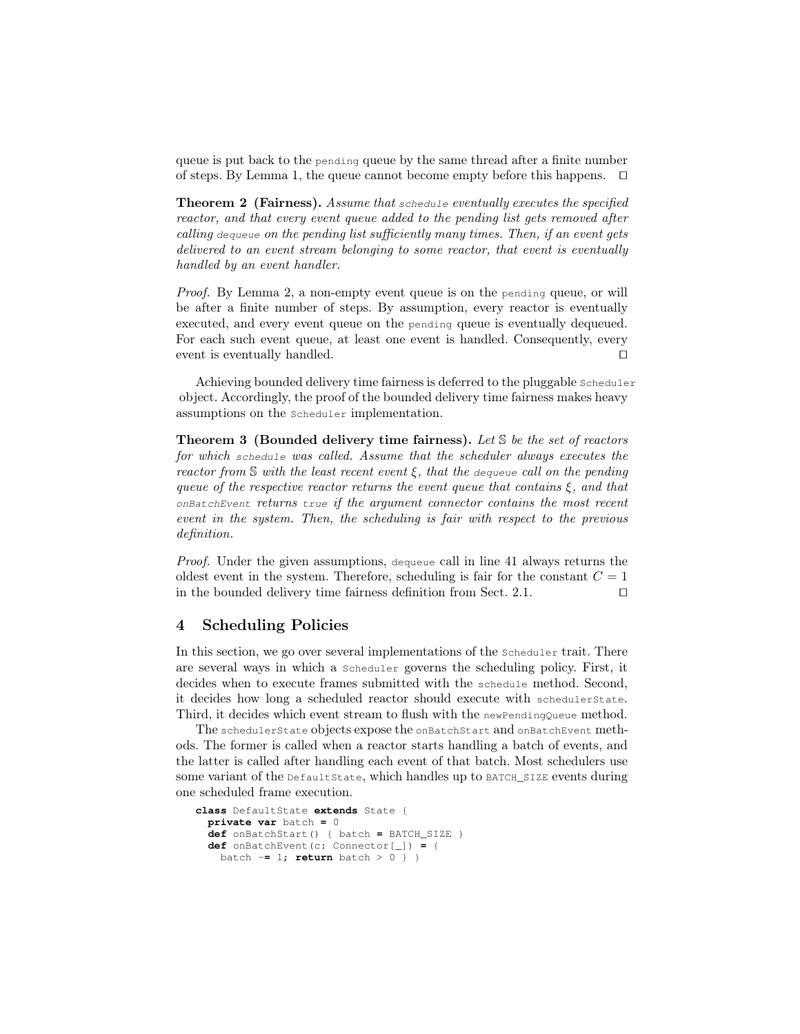queue is put back to the `pending` queue by the same thread after a finite number of steps. By Lemma 1, the queue cannot become empty before this happens. □

**Theorem 2 (Fairness).** *Assume that `schedule` eventually executes the specified reactor, and that every event queue added to the pending list gets removed after calling `dequeue` on the pending list sufficiently many times. Then, if an event gets delivered to an event stream belonging to some reactor, that event is eventually handled by an event handler.*

*Proof.* By Lemma 2, a non-empty event queue is on the `pending` queue, or will be after a finite number of steps. By assumption, every reactor is eventually executed, and every event queue on the `pending` queue is eventually dequeued. For each such event queue, at least one event is handled. Consequently, every event is eventually handled. □

Achieving bounded delivery time fairness is deferred to the pluggable `Scheduler` object. Accordingly, the proof of the bounded delivery time fairness makes heavy assumptions on the `Scheduler` implementation.

**Theorem 3 (Bounded delivery time fairness).** *Let $\mathbb{S}$ be the set of reactors for which `schedule` was called. Assume that the scheduler always executes the reactor from $\mathbb{S}$ with the least recent event $\xi$, that the `dequeue` call on the pending queue of the respective reactor returns the event queue that contains $\xi$, and that `onBatchEvent` returns `true` if the argument connector contains the most recent event in the system. Then, the scheduling is fair with respect to the previous definition.*

*Proof.* Under the given assumptions, `dequeue` call in line 41 always returns the oldest event in the system. Therefore, scheduling is fair for the constant $C = 1$ in the bounded delivery time fairness definition from Sect. 2.1. □

## 4 Scheduling Policies

In this section, we go over several implementations of the `Scheduler` trait. There are several ways in which a `Scheduler` governs the scheduling policy. First, it decides when to execute frames submitted with the `schedule` method. Second, it decides how long a scheduled reactor should execute with `schedulerState`. Third, it decides which event stream to flush with the `newPendingQueue` method.

The `schedulerState` objects expose the `onBatchStart` and `onBatchEvent` methods. The former is called when a reactor starts handling a batch of events, and the latter is called after handling each event of that batch. Most schedulers use some variant of the `DefaultState`, which handles up to `BATCH_SIZE` events during one scheduled frame execution.

```
class DefaultState extends State {
  private var batch = 0
  def onBatchStart() { batch = BATCH_SIZE }
  def onBatchEvent(c: Connector[_]) = {
    batch -= 1; return batch > 0 } }
```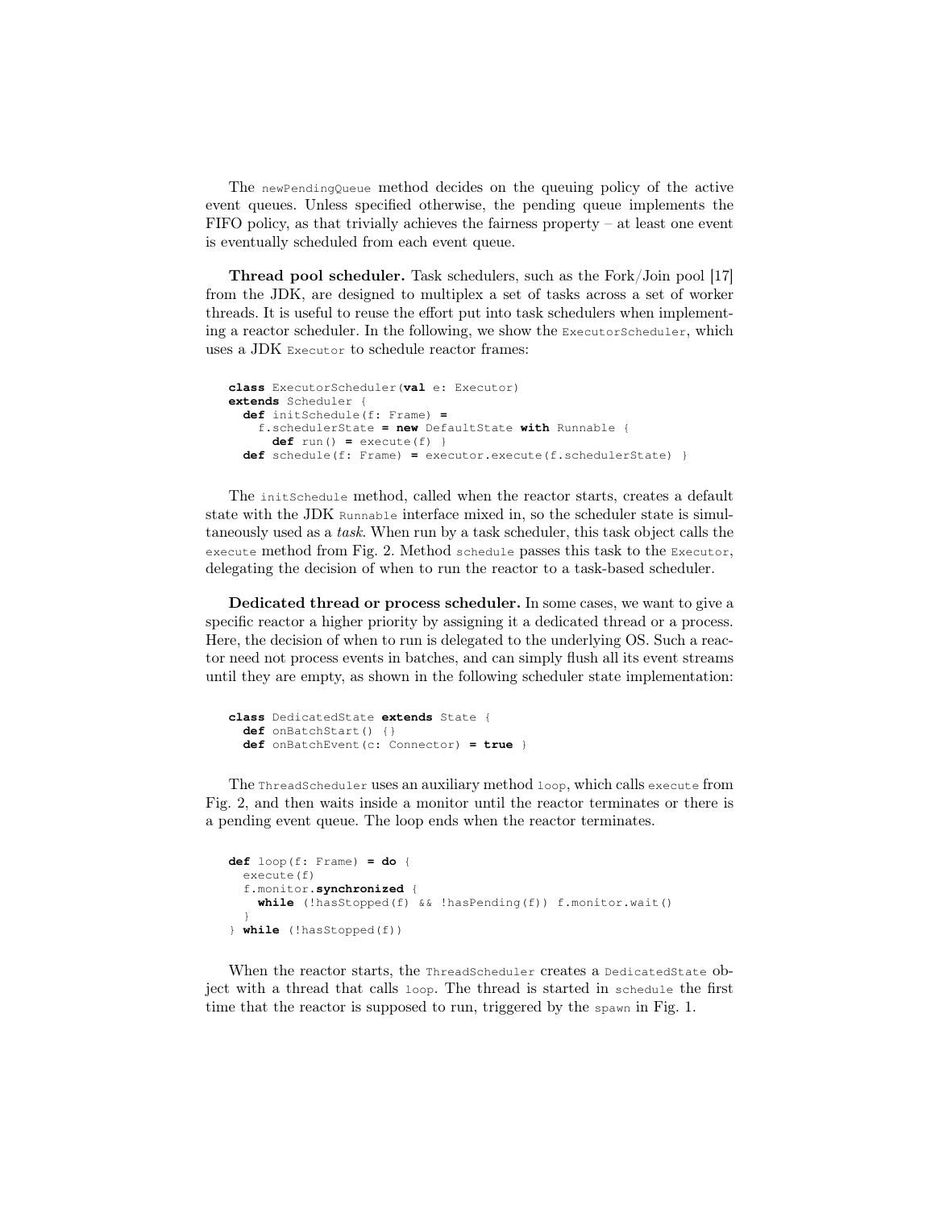The `newPendingQueue` method decides on the queuing policy of the active event queues. Unless specified otherwise, the pending queue implements the FIFO policy, as that trivially achieves the fairness property – at least one event is eventually scheduled from each event queue.

**Thread pool scheduler.** Task schedulers, such as the Fork/Join pool [17] from the JDK, are designed to multiplex a set of tasks across a set of worker threads. It is useful to reuse the effort put into task schedulers when implementing a reactor scheduler. In the following, we show the `ExecutorScheduler`, which uses a JDK `Executor` to schedule reactor frames:

```
class ExecutorScheduler(val e: Executor)
extends Scheduler {
  def initSchedule(f: Frame) =
    f.schedulerState = new DefaultState with Runnable {
      def run() = execute(f) }
  def schedule(f: Frame) = executor.execute(f.schedulerState) }
```

The `initSchedule` method, called when the reactor starts, creates a default state with the JDK `Runnable` interface mixed in, so the scheduler state is simultaneously used as a *task*. When run by a task scheduler, this task object calls the `execute` method from Fig. 2. Method `schedule` passes this task to the `Executor`, delegating the decision of when to run the reactor to a task-based scheduler.

**Dedicated thread or process scheduler.** In some cases, we want to give a specific reactor a higher priority by assigning it a dedicated thread or a process. Here, the decision of when to run is delegated to the underlying OS. Such a reactor need not process events in batches, and can simply flush all its event streams until they are empty, as shown in the following scheduler state implementation:

```
class DedicatedState extends State {
  def onBatchStart() {}
  def onBatchEvent(c: Connector) = true }
```

The `ThreadScheduler` uses an auxiliary method `loop`, which calls `execute` from Fig. 2, and then waits inside a monitor until the reactor terminates or there is a pending event queue. The loop ends when the reactor terminates.

```
def loop(f: Frame) = do {
  execute(f)
  f.monitor.synchronized {
    while (!hasStopped(f) && !hasPending(f)) f.monitor.wait()
  }
} while (!hasStopped(f))
```

When the reactor starts, the `ThreadScheduler` creates a `DedicatedState` object with a thread that calls `loop`. The thread is started in `schedule` the first time that the reactor is supposed to run, triggered by the `spawn` in Fig. 1.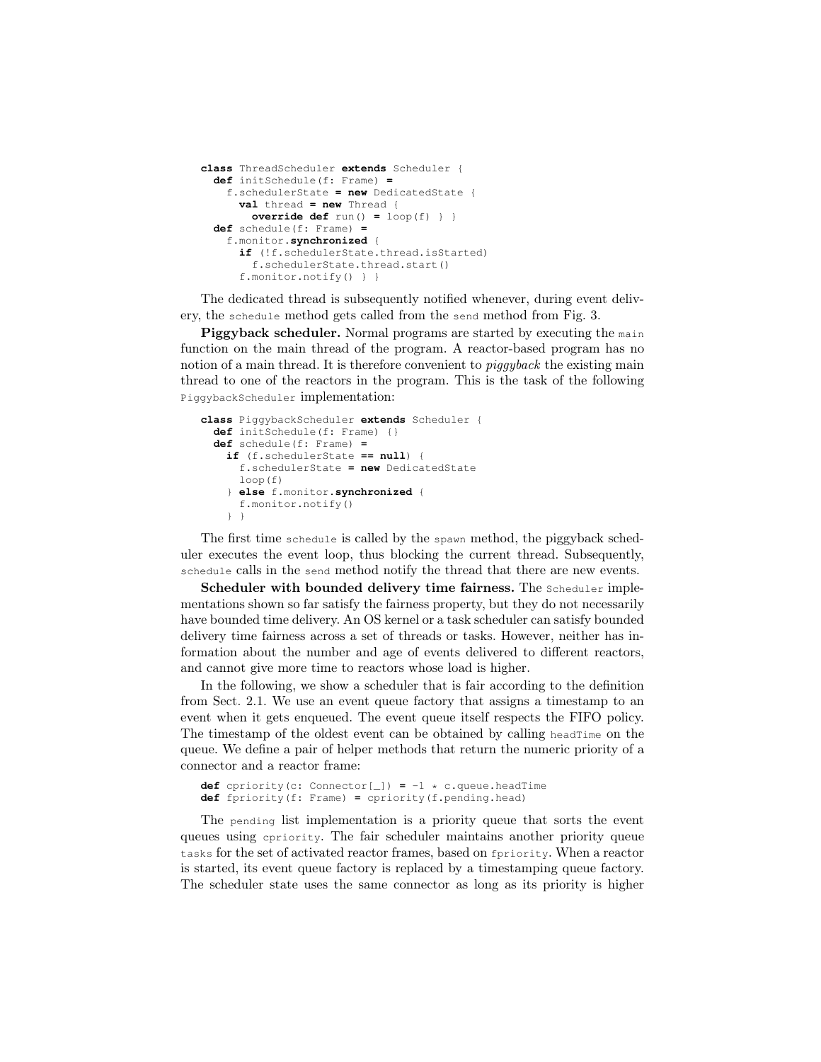```scala
class ThreadScheduler extends Scheduler {
  def initSchedule(f: Frame) =
    f.schedulerState = new DedicatedState {
      val thread = new Thread {
        override def run() = loop(f) } }
  def schedule(f: Frame) =
    f.monitor.synchronized {
      if (!f.schedulerState.thread.isStarted)
        f.schedulerState.thread.start()
      f.monitor.notify() } }
```

The dedicated thread is subsequently notified whenever, during event delivery, the `schedule` method gets called from the `send` method from Fig. 3.

**Piggyback scheduler.** Normal programs are started by executing the `main` function on the main thread of the program. A reactor-based program has no notion of a main thread. It is therefore convenient to *piggyback* the existing main thread to one of the reactors in the program. This is the task of the following `PiggybackScheduler` implementation:

```scala
class PiggybackScheduler extends Scheduler {
  def initSchedule(f: Frame) {}
  def schedule(f: Frame) =
    if (f.schedulerState == null) {
      f.schedulerState = new DedicatedState
      loop(f)
    } else f.monitor.synchronized {
      f.monitor.notify()
    } }
```

The first time `schedule` is called by the `spawn` method, the piggyback scheduler executes the event loop, thus blocking the current thread. Subsequently, `schedule` calls in the `send` method notify the thread that there are new events.

**Scheduler with bounded delivery time fairness.** The `Scheduler` implementations shown so far satisfy the fairness property, but they do not necessarily have bounded time delivery. An OS kernel or a task scheduler can satisfy bounded delivery time fairness across a set of threads or tasks. However, neither has information about the number and age of events delivered to different reactors, and cannot give more time to reactors whose load is higher.

In the following, we show a scheduler that is fair according to the definition from Sect. 2.1. We use an event queue factory that assigns a timestamp to an event when it gets enqueued. The event queue itself respects the FIFO policy. The timestamp of the oldest event can be obtained by calling `headTime` on the queue. We define a pair of helper methods that return the numeric priority of a connector and a reactor frame:

```scala
def cpriority(c: Connector[_]) = -1 * c.queue.headTime
def fpriority(f: Frame) = cpriority(f.pending.head)
```

The `pending` list implementation is a priority queue that sorts the event queues using `cpriority`. The fair scheduler maintains another priority queue `tasks` for the set of activated reactor frames, based on `fpriority`. When a reactor is started, its event queue factory is replaced by a timestamping queue factory. The scheduler state uses the same connector as long as its priority is higher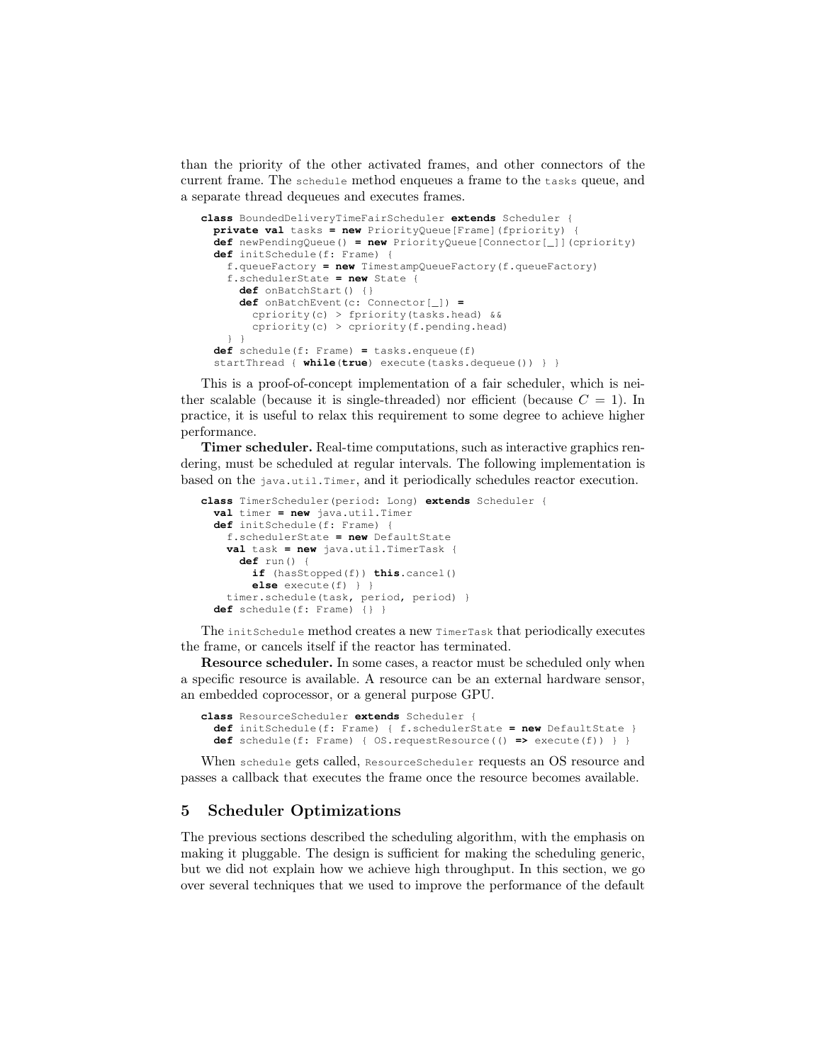than the priority of the other activated frames, and other connectors of the current frame. The `schedule` method enqueues a frame to the `tasks` queue, and a separate thread dequeues and executes frames.

```
class BoundedDeliveryTimeFairScheduler extends Scheduler {
  private val tasks = new PriorityQueue[Frame](fpriority) {
  def newPendingQueue() = new PriorityQueue[Connector[_]](cpriority)
  def initSchedule(f: Frame) {
    f.queueFactory = new TimestampQueueFactory(f.queueFactory)
    f.schedulerState = new State {
      def onBatchStart() {}
      def onBatchEvent(c: Connector[_]) =
        cpriority(c) > fpriority(tasks.head) &&
        cpriority(c) > cpriority(f.pending.head)
    } }
  def schedule(f: Frame) = tasks.enqueue(f)
  startThread { while(true) execute(tasks.dequeue()) } }
```

This is a proof-of-concept implementation of a fair scheduler, which is neither scalable (because it is single-threaded) nor efficient (because $C = 1$). In practice, it is useful to relax this requirement to some degree to achieve higher performance.

**Timer scheduler.** Real-time computations, such as interactive graphics rendering, must be scheduled at regular intervals. The following implementation is based on the `java.util.Timer`, and it periodically schedules reactor execution.

```
class TimerScheduler(period: Long) extends Scheduler {
  val timer = new java.util.Timer
  def initSchedule(f: Frame) {
    f.schedulerState = new DefaultState
    val task = new java.util.TimerTask {
      def run() {
        if (hasStopped(f)) this.cancel()
        else execute(f) } }
    timer.schedule(task, period, period) }
  def schedule(f: Frame) {} }
```

The `initSchedule` method creates a new `TimerTask` that periodically executes the frame, or cancels itself if the reactor has terminated.

**Resource scheduler.** In some cases, a reactor must be scheduled only when a specific resource is available. A resource can be an external hardware sensor, an embedded coprocessor, or a general purpose GPU.

```
class ResourceScheduler extends Scheduler {
  def initSchedule(f: Frame) { f.schedulerState = new DefaultState }
  def schedule(f: Frame) { OS.requestResource(() => execute(f)) } }
```

When `schedule` gets called, `ResourceScheduler` requests an OS resource and passes a callback that executes the frame once the resource becomes available.

## 5 Scheduler Optimizations

The previous sections described the scheduling algorithm, with the emphasis on making it pluggable. The design is sufficient for making the scheduling generic, but we did not explain how we achieve high throughput. In this section, we go over several techniques that we used to improve the performance of the default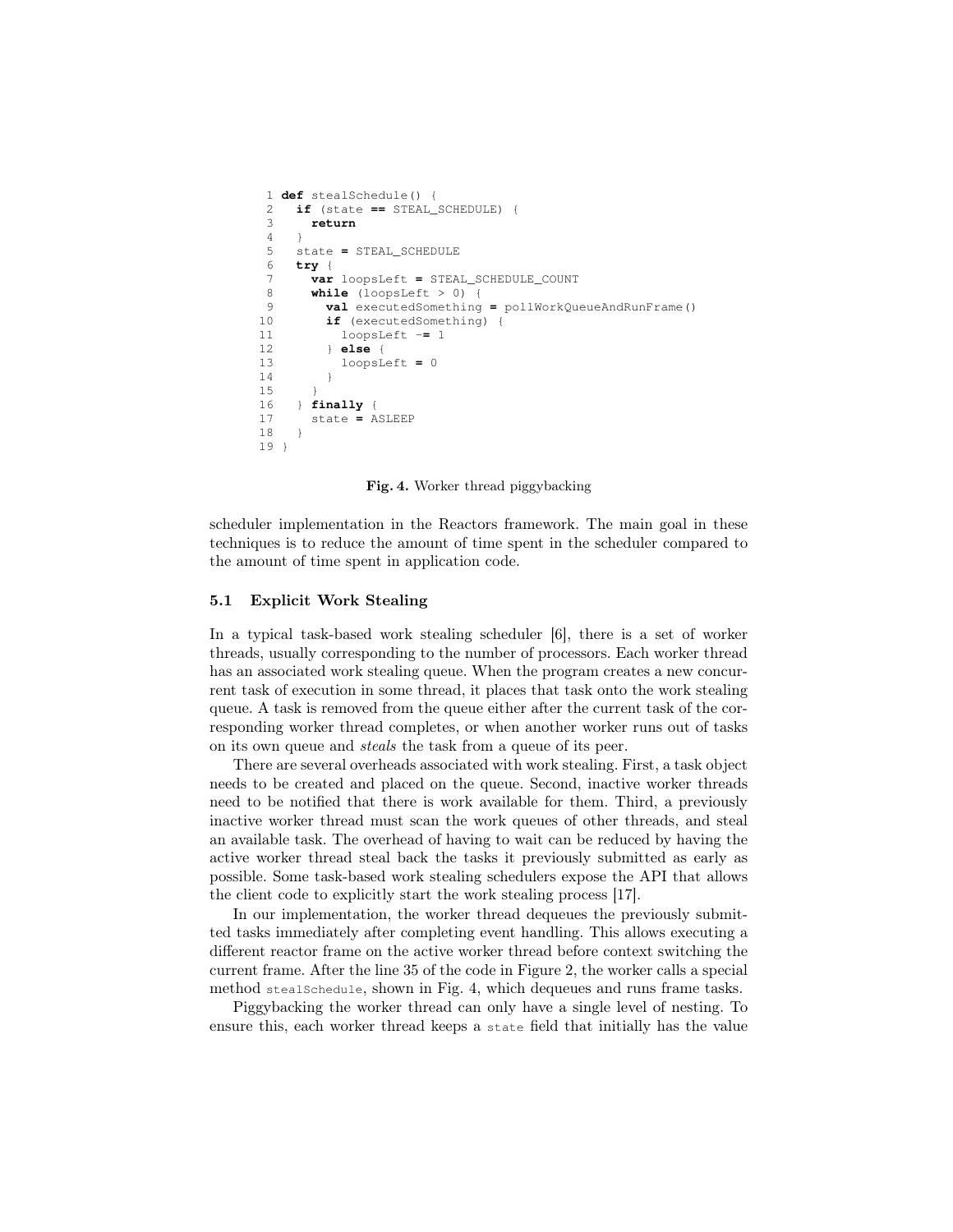```
def stealSchedule() {
  if (state == STEAL_SCHEDULE) {
    return
  }
  state = STEAL_SCHEDULE
  try {
    var loopsLeft = STEAL_SCHEDULE_COUNT
    while (loopsLeft > 0) {
      val executedSomething = pollWorkQueueAndRunFrame()
      if (executedSomething) {
        loopsLeft -= 1
      } else {
        loopsLeft = 0
      }
    }
  } finally {
    state = ASLEEP
  }
}
```

**Fig. 4.** Worker thread piggybacking

scheduler implementation in the Reactors framework. The main goal in these techniques is to reduce the amount of time spent in the scheduler compared to the amount of time spent in application code.

### 5.1 Explicit Work Stealing

In a typical task-based work stealing scheduler [6], there is a set of worker threads, usually corresponding to the number of processors. Each worker thread has an associated work stealing queue. When the program creates a new concurrent task of execution in some thread, it places that task onto the work stealing queue. A task is removed from the queue either after the current task of the corresponding worker thread completes, or when another worker runs out of tasks on its own queue and *steals* the task from a queue of its peer.

There are several overheads associated with work stealing. First, a task object needs to be created and placed on the queue. Second, inactive worker threads need to be notified that there is work available for them. Third, a previously inactive worker thread must scan the work queues of other threads, and steal an available task. The overhead of having to wait can be reduced by having the active worker thread steal back the tasks it previously submitted as early as possible. Some task-based work stealing schedulers expose the API that allows the client code to explicitly start the work stealing process [17].

In our implementation, the worker thread dequeues the previously submitted tasks immediately after completing event handling. This allows executing a different reactor frame on the active worker thread before context switching the current frame. After the line 35 of the code in Figure 2, the worker calls a special method `stealSchedule`, shown in Fig. 4, which dequeues and runs frame tasks.

Piggybacking the worker thread can only have a single level of nesting. To ensure this, each worker thread keeps a `state` field that initially has the value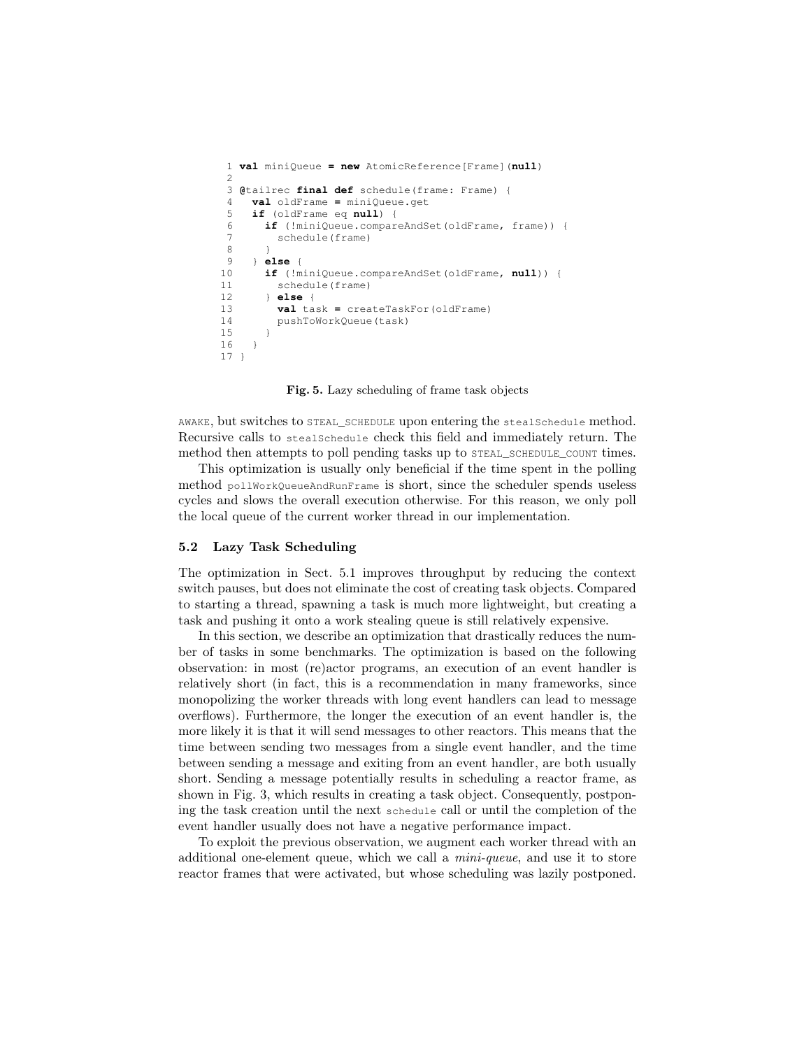```scala
val miniQueue = new AtomicReference[Frame](null)

@tailrec final def schedule(frame: Frame) {
  val oldFrame = miniQueue.get
  if (oldFrame eq null) {
    if (!miniQueue.compareAndSet(oldFrame, frame)) {
      schedule(frame)
    }
  } else {
    if (!miniQueue.compareAndSet(oldFrame, null)) {
      schedule(frame)
    } else {
      val task = createTaskFor(oldFrame)
      pushToWorkQueue(task)
    }
  }
}
```

**Fig. 5.** Lazy scheduling of frame task objects

AWAKE, but switches to STEAL_SCHEDULE upon entering the stealSchedule method. Recursive calls to stealSchedule check this field and immediately return. The method then attempts to poll pending tasks up to STEAL_SCHEDULE_COUNT times.

This optimization is usually only beneficial if the time spent in the polling method pollWorkQueueAndRunFrame is short, since the scheduler spends useless cycles and slows the overall execution otherwise. For this reason, we only poll the local queue of the current worker thread in our implementation.

### 5.2 Lazy Task Scheduling

The optimization in Sect. 5.1 improves throughput by reducing the context switch pauses, but does not eliminate the cost of creating task objects. Compared to starting a thread, spawning a task is much more lightweight, but creating a task and pushing it onto a work stealing queue is still relatively expensive.

In this section, we describe an optimization that drastically reduces the number of tasks in some benchmarks. The optimization is based on the following observation: in most (re)actor programs, an execution of an event handler is relatively short (in fact, this is a recommendation in many frameworks, since monopolizing the worker threads with long event handlers can lead to message overflows). Furthermore, the longer the execution of an event handler is, the more likely it is that it will send messages to other reactors. This means that the time between sending two messages from a single event handler, and the time between sending a message and exiting from an event handler, are both usually short. Sending a message potentially results in scheduling a reactor frame, as shown in Fig. 3, which results in creating a task object. Consequently, postponing the task creation until the next schedule call or until the completion of the event handler usually does not have a negative performance impact.

To exploit the previous observation, we augment each worker thread with an additional one-element queue, which we call a *mini-queue*, and use it to store reactor frames that were activated, but whose scheduling was lazily postponed.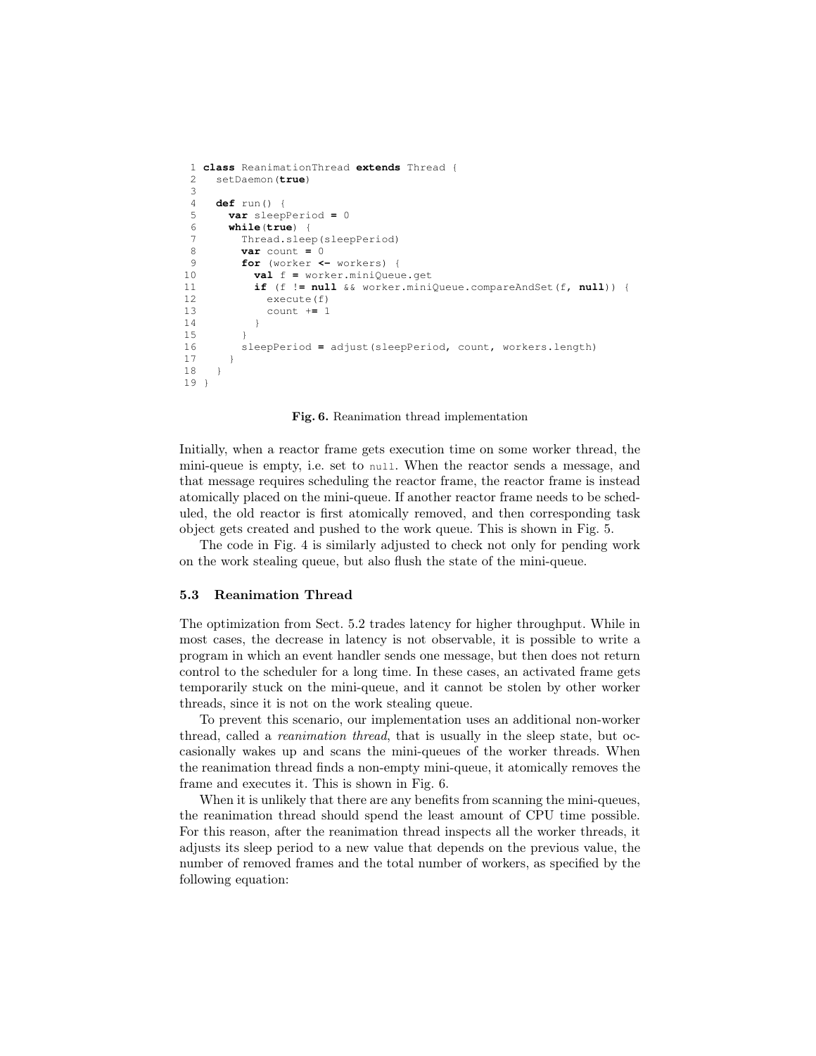```
 1 class ReanimationThread extends Thread {
 2   setDaemon(true)
 3 
 4   def run() {
 5     var sleepPeriod = 0
 6     while(true) {
 7       Thread.sleep(sleepPeriod)
 8       var count = 0
 9       for (worker <- workers) {
10         val f = worker.miniQueue.get
11         if (f != null && worker.miniQueue.compareAndSet(f, null)) {
12           execute(f)
13           count += 1
14         }
15       }
16       sleepPeriod = adjust(sleepPeriod, count, workers.length)
17     }
18   }
19 }
```

**Fig. 6.** Reanimation thread implementation

Initially, when a reactor frame gets execution time on some worker thread, the mini-queue is empty, i.e. set to `null`. When the reactor sends a message, and that message requires scheduling the reactor frame, the reactor frame is instead atomically placed on the mini-queue. If another reactor frame needs to be scheduled, the old reactor is first atomically removed, and then corresponding task object gets created and pushed to the work queue. This is shown in Fig. 5.

The code in Fig. 4 is similarly adjusted to check not only for pending work on the work stealing queue, but also flush the state of the mini-queue.

### 5.3 Reanimation Thread

The optimization from Sect. 5.2 trades latency for higher throughput. While in most cases, the decrease in latency is not observable, it is possible to write a program in which an event handler sends one message, but then does not return control to the scheduler for a long time. In these cases, an activated frame gets temporarily stuck on the mini-queue, and it cannot be stolen by other worker threads, since it is not on the work stealing queue.

To prevent this scenario, our implementation uses an additional non-worker thread, called a *reanimation thread*, that is usually in the sleep state, but occasionally wakes up and scans the mini-queues of the worker threads. When the reanimation thread finds a non-empty mini-queue, it atomically removes the frame and executes it. This is shown in Fig. 6.

When it is unlikely that there are any benefits from scanning the mini-queues, the reanimation thread should spend the least amount of CPU time possible. For this reason, after the reanimation thread inspects all the worker threads, it adjusts its sleep period to a new value that depends on the previous value, the number of removed frames and the total number of workers, as specified by the following equation: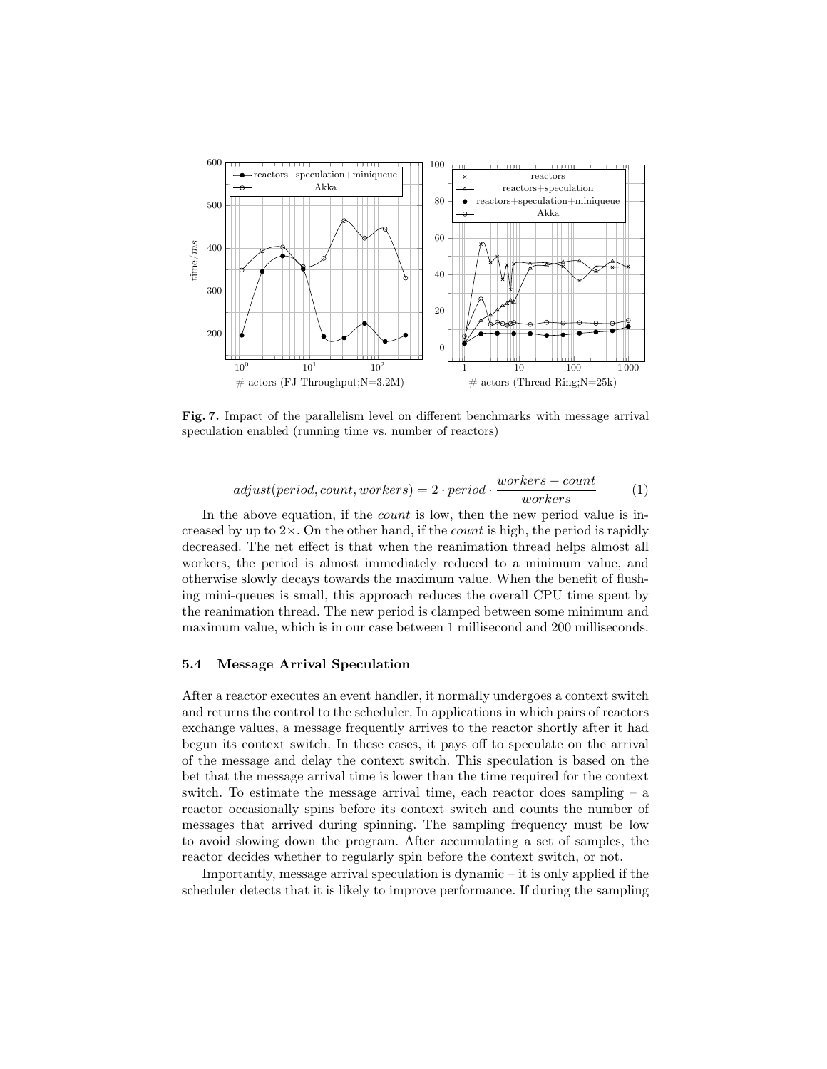**Fig. 7.** Impact of the parallelism level on different benchmarks with message arrival speculation enabled (running time vs. number of reactors)

$$adjust(period, count, workers) = 2 \cdot period \cdot \frac{workers - count}{workers} \qquad (1)$$

In the above equation, if the *count* is low, then the new period value is increased by up to 2×. On the other hand, if the *count* is high, the period is rapidly decreased. The net effect is that when the reanimation thread helps almost all workers, the period is almost immediately reduced to a minimum value, and otherwise slowly decays towards the maximum value. When the benefit of flushing mini-queues is small, this approach reduces the overall CPU time spent by the reanimation thread. The new period is clamped between some minimum and maximum value, which is in our case between 1 millisecond and 200 milliseconds.

### 5.4 Message Arrival Speculation

After a reactor executes an event handler, it normally undergoes a context switch and returns the control to the scheduler. In applications in which pairs of reactors exchange values, a message frequently arrives to the reactor shortly after it had begun its context switch. In these cases, it pays off to speculate on the arrival of the message and delay the context switch. This speculation is based on the bet that the message arrival time is lower than the time required for the context switch. To estimate the message arrival time, each reactor does sampling – a reactor occasionally spins before its context switch and counts the number of messages that arrived during spinning. The sampling frequency must be low to avoid slowing down the program. After accumulating a set of samples, the reactor decides whether to regularly spin before the context switch, or not.

Importantly, message arrival speculation is dynamic – it is only applied if the scheduler detects that it is likely to improve performance. If during the sampling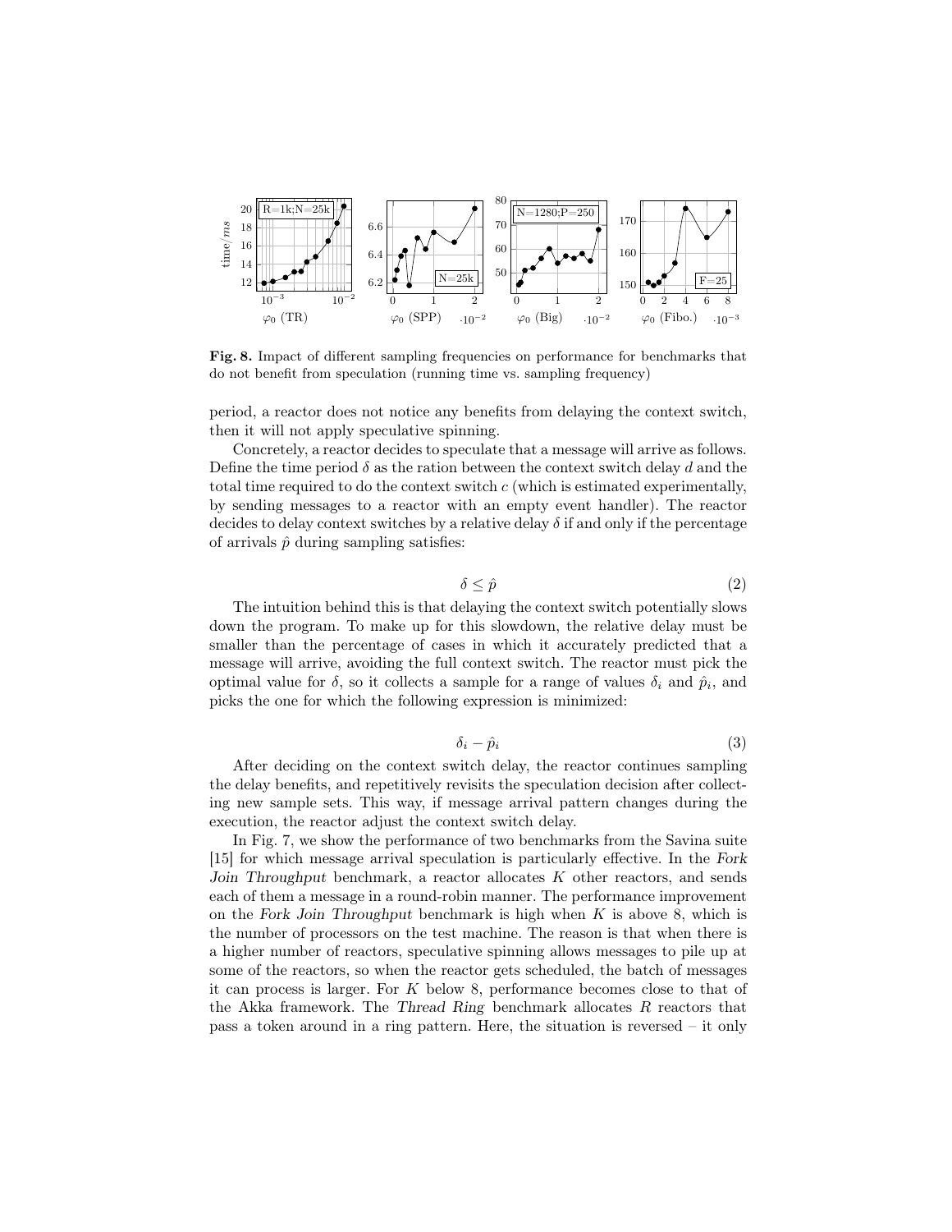**Fig. 8.** Impact of different sampling frequencies on performance for benchmarks that do not benefit from speculation (running time vs. sampling frequency)

period, a reactor does not notice any benefits from delaying the context switch, then it will not apply speculative spinning.

Concretely, a reactor decides to speculate that a message will arrive as follows. Define the time period $\delta$ as the ration between the context switch delay $d$ and the total time required to do the context switch $c$ (which is estimated experimentally, by sending messages to a reactor with an empty event handler). The reactor decides to delay context switches by a relative delay $\delta$ if and only if the percentage of arrivals $\hat{p}$ during sampling satisfies:

$$\delta \leq \hat{p} \tag{2}$$

The intuition behind this is that delaying the context switch potentially slows down the program. To make up for this slowdown, the relative delay must be smaller than the percentage of cases in which it accurately predicted that a message will arrive, avoiding the full context switch. The reactor must pick the optimal value for $\delta$, so it collects a sample for a range of values $\delta_i$ and $\hat{p}_i$, and picks the one for which the following expression is minimized:

$$\delta_i - \hat{p}_i \tag{3}$$

After deciding on the context switch delay, the reactor continues sampling the delay benefits, and repetitively revisits the speculation decision after collecting new sample sets. This way, if message arrival pattern changes during the execution, the reactor adjust the context switch delay.

In Fig. 7, we show the performance of two benchmarks from the Savina suite [15] for which message arrival speculation is particularly effective. In the *Fork Join Throughput* benchmark, a reactor allocates $K$ other reactors, and sends each of them a message in a round-robin manner. The performance improvement on the *Fork Join Throughput* benchmark is high when $K$ is above 8, which is the number of processors on the test machine. The reason is that when there is a higher number of reactors, speculative spinning allows messages to pile up at some of the reactors, so when the reactor gets scheduled, the batch of messages it can process is larger. For $K$ below 8, performance becomes close to that of the Akka framework. The *Thread Ring* benchmark allocates $R$ reactors that pass a token around in a ring pattern. Here, the situation is reversed – it only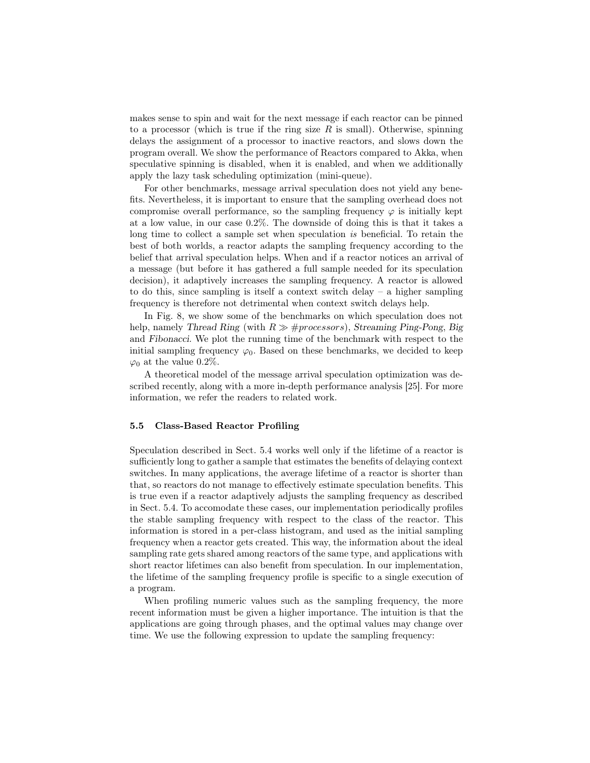makes sense to spin and wait for the next message if each reactor can be pinned to a processor (which is true if the ring size $R$ is small). Otherwise, spinning delays the assignment of a processor to inactive reactors, and slows down the program overall. We show the performance of Reactors compared to Akka, when speculative spinning is disabled, when it is enabled, and when we additionally apply the lazy task scheduling optimization (mini-queue).

For other benchmarks, message arrival speculation does not yield any benefits. Nevertheless, it is important to ensure that the sampling overhead does not compromise overall performance, so the sampling frequency $\varphi$ is initially kept at a low value, in our case 0.2%. The downside of doing this is that it takes a long time to collect a sample set when speculation *is* beneficial. To retain the best of both worlds, a reactor adapts the sampling frequency according to the belief that arrival speculation helps. When and if a reactor notices an arrival of a message (but before it has gathered a full sample needed for its speculation decision), it adaptively increases the sampling frequency. A reactor is allowed to do this, since sampling is itself a context switch delay – a higher sampling frequency is therefore not detrimental when context switch delays help.

In Fig. 8, we show some of the benchmarks on which speculation does not help, namely *Thread Ring* (with $R \gg \#processors$), *Streaming Ping-Pong*, *Big* and *Fibonacci*. We plot the running time of the benchmark with respect to the initial sampling frequency $\varphi_0$. Based on these benchmarks, we decided to keep $\varphi_0$ at the value 0.2%.

A theoretical model of the message arrival speculation optimization was described recently, along with a more in-depth performance analysis [25]. For more information, we refer the readers to related work.

### 5.5 Class-Based Reactor Profiling

Speculation described in Sect. 5.4 works well only if the lifetime of a reactor is sufficiently long to gather a sample that estimates the benefits of delaying context switches. In many applications, the average lifetime of a reactor is shorter than that, so reactors do not manage to effectively estimate speculation benefits. This is true even if a reactor adaptively adjusts the sampling frequency as described in Sect. 5.4. To accomodate these cases, our implementation periodically profiles the stable sampling frequency with respect to the class of the reactor. This information is stored in a per-class histogram, and used as the initial sampling frequency when a reactor gets created. This way, the information about the ideal sampling rate gets shared among reactors of the same type, and applications with short reactor lifetimes can also benefit from speculation. In our implementation, the lifetime of the sampling frequency profile is specific to a single execution of a program.

When profiling numeric values such as the sampling frequency, the more recent information must be given a higher importance. The intuition is that the applications are going through phases, and the optimal values may change over time. We use the following expression to update the sampling frequency: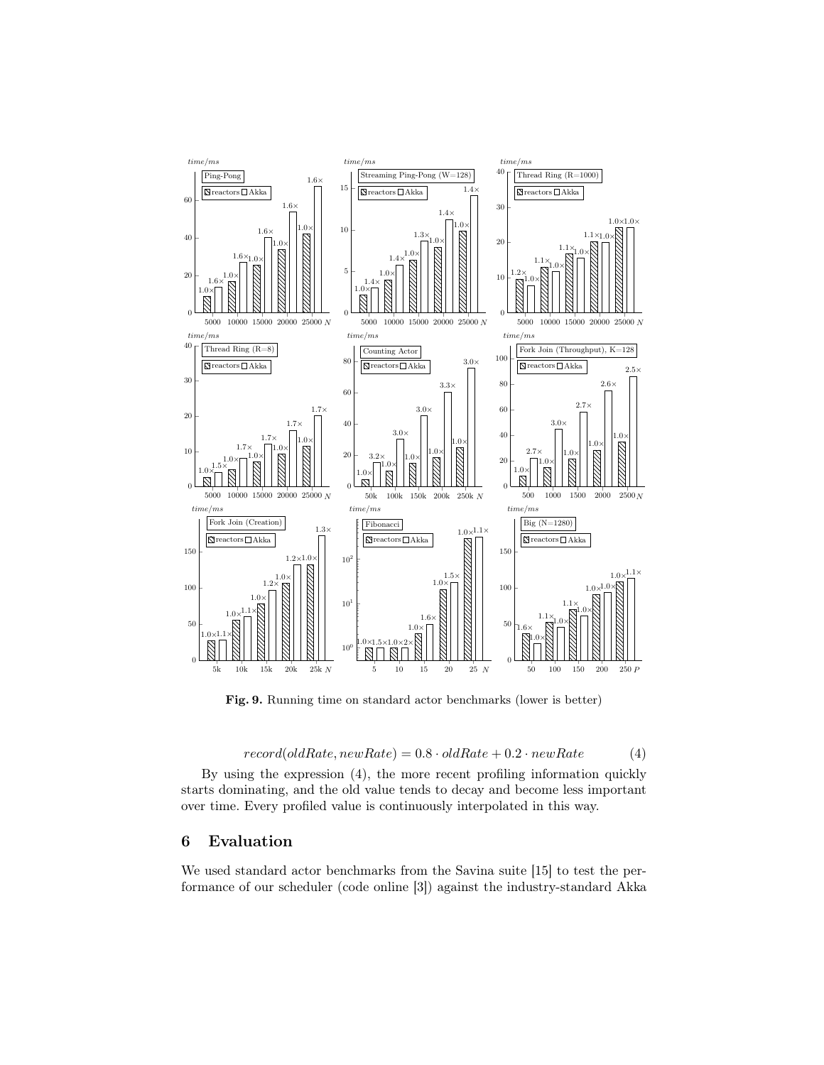**Fig. 9.** Running time on standard actor benchmarks (lower is better)

$$record(oldRate, newRate) = 0.8 \cdot oldRate + 0.2 \cdot newRate \tag{4}$$

By using the expression (4), the more recent profiling information quickly starts dominating, and the old value tends to decay and become less important over time. Every profiled value is continuously interpolated in this way.

## 6 Evaluation

We used standard actor benchmarks from the Savina suite [15] to test the performance of our scheduler (code online [3]) against the industry-standard Akka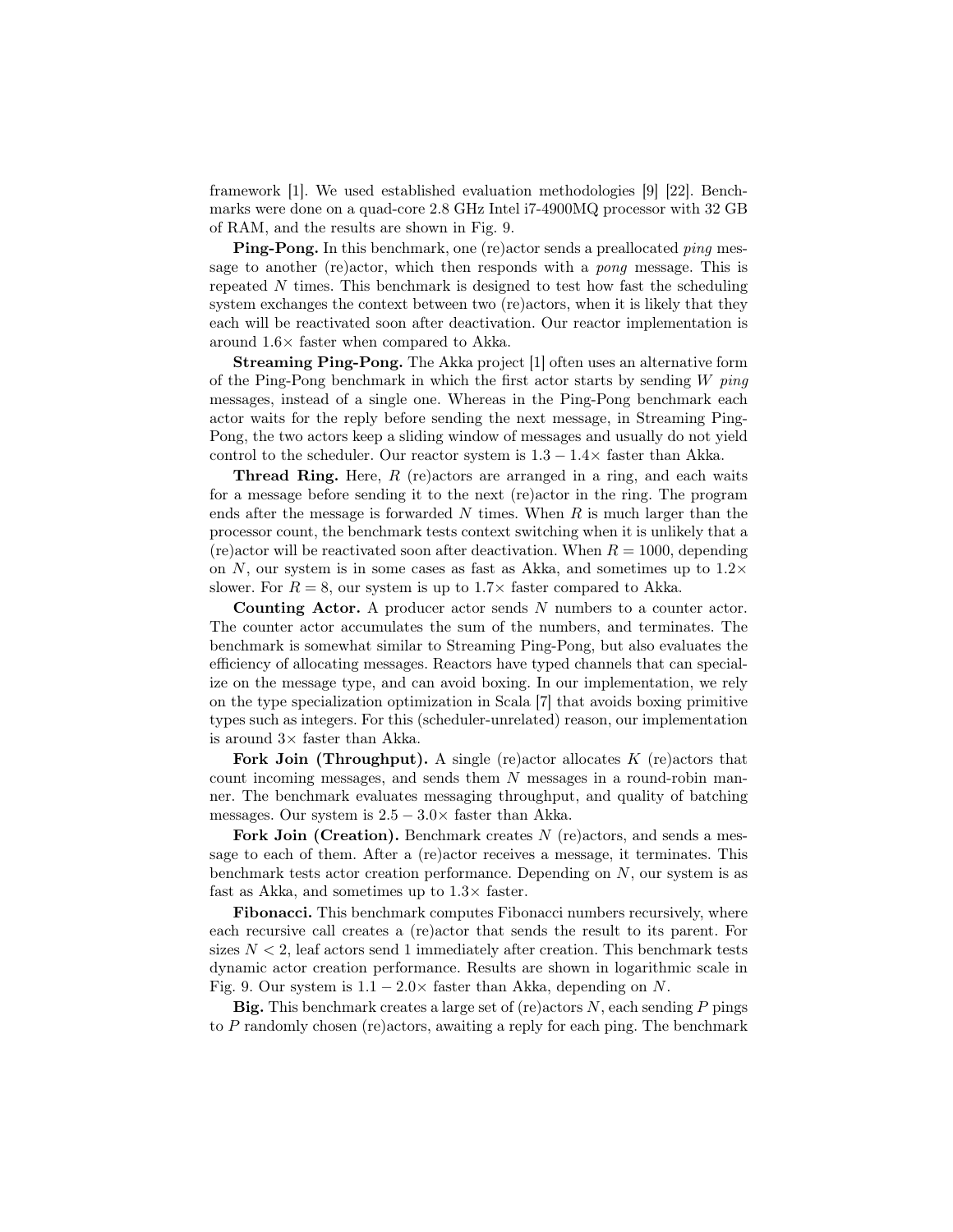framework [1]. We used established evaluation methodologies [9] [22]. Benchmarks were done on a quad-core 2.8 GHz Intel i7-4900MQ processor with 32 GB of RAM, and the results are shown in Fig. 9.

**Ping-Pong.** In this benchmark, one (re)actor sends a preallocated *ping* message to another (re)actor, which then responds with a *pong* message. This is repeated $N$ times. This benchmark is designed to test how fast the scheduling system exchanges the context between two (re)actors, when it is likely that they each will be reactivated soon after deactivation. Our reactor implementation is around $1.6\times$ faster when compared to Akka.

**Streaming Ping-Pong.** The Akka project [1] often uses an alternative form of the Ping-Pong benchmark in which the first actor starts by sending $W$ *ping* messages, instead of a single one. Whereas in the Ping-Pong benchmark each actor waits for the reply before sending the next message, in Streaming Ping-Pong, the two actors keep a sliding window of messages and usually do not yield control to the scheduler. Our reactor system is $1.3 - 1.4\times$ faster than Akka.

**Thread Ring.** Here, $R$ (re)actors are arranged in a ring, and each waits for a message before sending it to the next (re)actor in the ring. The program ends after the message is forwarded $N$ times. When $R$ is much larger than the processor count, the benchmark tests context switching when it is unlikely that a (re)actor will be reactivated soon after deactivation. When $R = 1000$, depending on $N$, our system is in some cases as fast as Akka, and sometimes up to $1.2\times$ slower. For $R = 8$, our system is up to $1.7\times$ faster compared to Akka.

**Counting Actor.** A producer actor sends $N$ numbers to a counter actor. The counter actor accumulates the sum of the numbers, and terminates. The benchmark is somewhat similar to Streaming Ping-Pong, but also evaluates the efficiency of allocating messages. Reactors have typed channels that can specialize on the message type, and can avoid boxing. In our implementation, we rely on the type specialization optimization in Scala [7] that avoids boxing primitive types such as integers. For this (scheduler-unrelated) reason, our implementation is around $3\times$ faster than Akka.

**Fork Join (Throughput).** A single (re)actor allocates $K$ (re)actors that count incoming messages, and sends them $N$ messages in a round-robin manner. The benchmark evaluates messaging throughput, and quality of batching messages. Our system is $2.5 - 3.0\times$ faster than Akka.

**Fork Join (Creation).** Benchmark creates $N$ (re)actors, and sends a message to each of them. After a (re)actor receives a message, it terminates. This benchmark tests actor creation performance. Depending on $N$, our system is as fast as Akka, and sometimes up to $1.3\times$ faster.

**Fibonacci.** This benchmark computes Fibonacci numbers recursively, where each recursive call creates a (re)actor that sends the result to its parent. For sizes $N < 2$, leaf actors send 1 immediately after creation. This benchmark tests dynamic actor creation performance. Results are shown in logarithmic scale in Fig. 9. Our system is $1.1 - 2.0\times$ faster than Akka, depending on $N$.

**Big.** This benchmark creates a large set of (re)actors $N$, each sending $P$ pings to $P$ randomly chosen (re)actors, awaiting a reply for each ping. The benchmark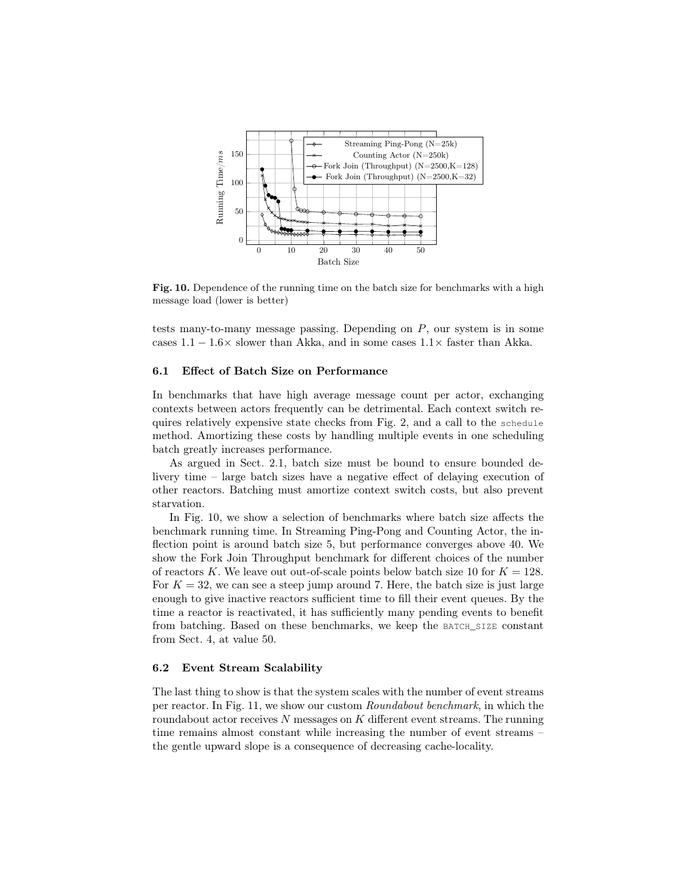**Fig. 10.** Dependence of the running time on the batch size for benchmarks with a high message load (lower is better)

tests many-to-many message passing. Depending on $P$, our system is in some cases $1.1 - 1.6\times$ slower than Akka, and in some cases $1.1\times$ faster than Akka.

### 6.1 Effect of Batch Size on Performance

In benchmarks that have high average message count per actor, exchanging contexts between actors frequently can be detrimental. Each context switch requires relatively expensive state checks from Fig. 2, and a call to the `schedule` method. Amortizing these costs by handling multiple events in one scheduling batch greatly increases performance.

As argued in Sect. 2.1, batch size must be bound to ensure bounded delivery time – large batch sizes have a negative effect of delaying execution of other reactors. Batching must amortize context switch costs, but also prevent starvation.

In Fig. 10, we show a selection of benchmarks where batch size affects the benchmark running time. In Streaming Ping-Pong and Counting Actor, the inflection point is around batch size 5, but performance converges above 40. We show the Fork Join Throughput benchmark for different choices of the number of reactors $K$. We leave out out-of-scale points below batch size 10 for $K = 128$. For $K = 32$, we can see a steep jump around 7. Here, the batch size is just large enough to give inactive reactors sufficient time to fill their event queues. By the time a reactor is reactivated, it has sufficiently many pending events to benefit from batching. Based on these benchmarks, we keep the `BATCH_SIZE` constant from Sect. 4, at value 50.

### 6.2 Event Stream Scalability

The last thing to show is that the system scales with the number of event streams per reactor. In Fig. 11, we show our custom *Roundabout benchmark*, in which the roundabout actor receives $N$ messages on $K$ different event streams. The running time remains almost constant while increasing the number of event streams – the gentle upward slope is a consequence of decreasing cache-locality.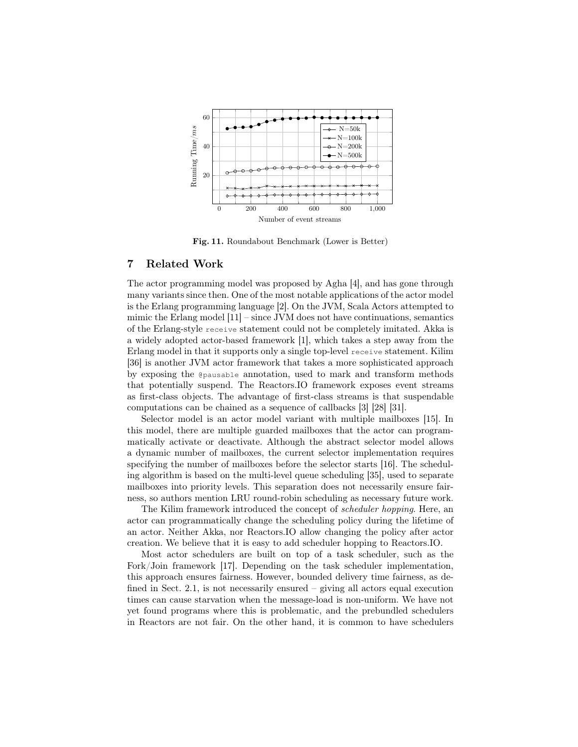Fig. 11. Roundabout Benchmark (Lower is Better)

## 7 Related Work

The actor programming model was proposed by Agha [4], and has gone through many variants since then. One of the most notable applications of the actor model is the Erlang programming language [2]. On the JVM, Scala Actors attempted to mimic the Erlang model [11] – since JVM does not have continuations, semantics of the Erlang-style `receive` statement could not be completely imitated. Akka is a widely adopted actor-based framework [1], which takes a step away from the Erlang model in that it supports only a single top-level `receive` statement. Kilim [36] is another JVM actor framework that takes a more sophisticated approach by exposing the `@pausable` annotation, used to mark and transform methods that potentially suspend. The Reactors.IO framework exposes event streams as first-class objects. The advantage of first-class streams is that suspendable computations can be chained as a sequence of callbacks [3] [28] [31].

Selector model is an actor model variant with multiple mailboxes [15]. In this model, there are multiple guarded mailboxes that the actor can programmatically activate or deactivate. Although the abstract selector model allows a dynamic number of mailboxes, the current selector implementation requires specifying the number of mailboxes before the selector starts [16]. The scheduling algorithm is based on the multi-level queue scheduling [35], used to separate mailboxes into priority levels. This separation does not necessarily ensure fairness, so authors mention LRU round-robin scheduling as necessary future work.

The Kilim framework introduced the concept of *scheduler hopping*. Here, an actor can programmatically change the scheduling policy during the lifetime of an actor. Neither Akka, nor Reactors.IO allow changing the policy after actor creation. We believe that it is easy to add scheduler hopping to Reactors.IO.

Most actor schedulers are built on top of a task scheduler, such as the Fork/Join framework [17]. Depending on the task scheduler implementation, this approach ensures fairness. However, bounded delivery time fairness, as defined in Sect. 2.1, is not necessarily ensured – giving all actors equal execution times can cause starvation when the message-load is non-uniform. We have not yet found programs where this is problematic, and the prebundled schedulers in Reactors are not fair. On the other hand, it is common to have schedulers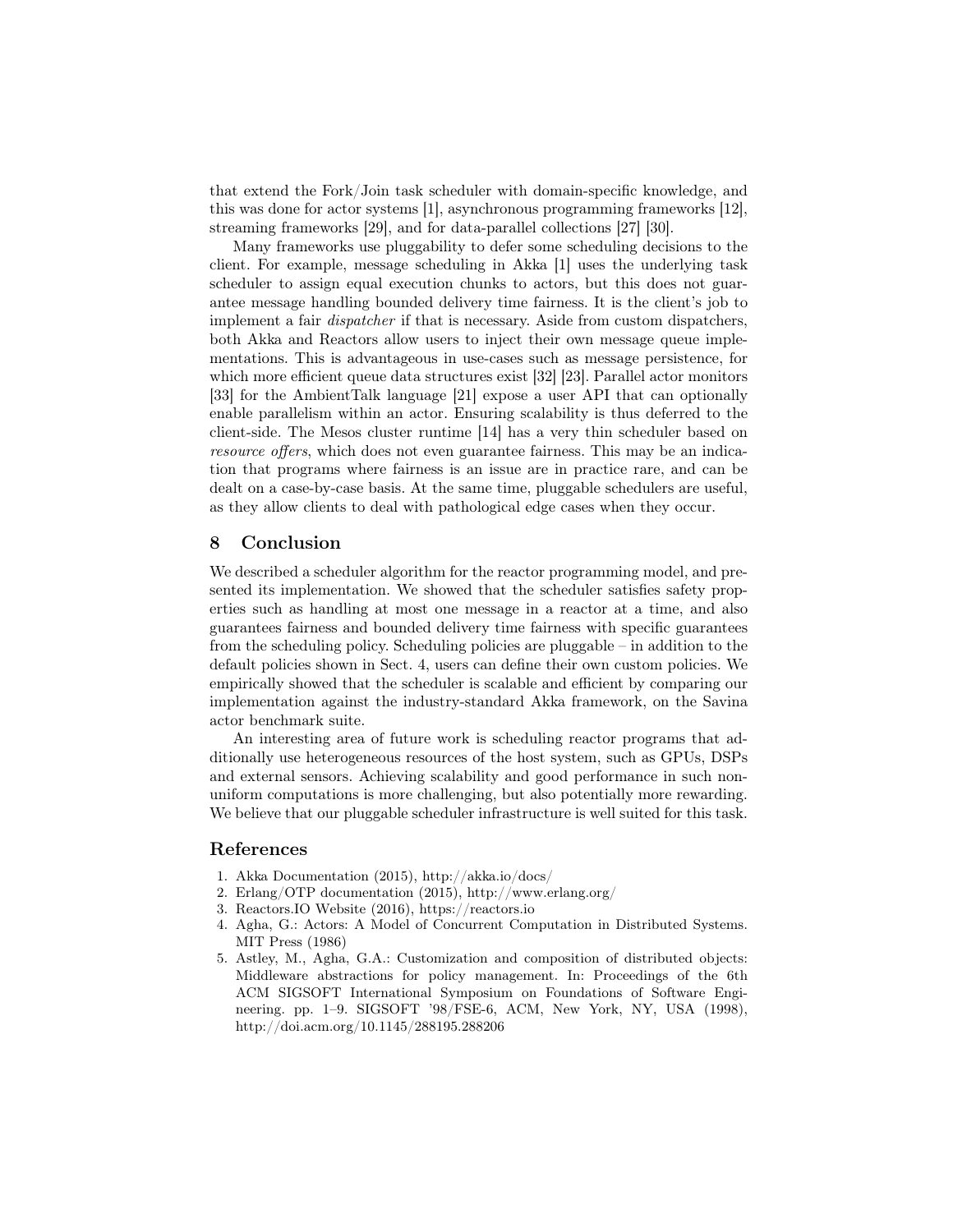that extend the Fork/Join task scheduler with domain-specific knowledge, and this was done for actor systems [1], asynchronous programming frameworks [12], streaming frameworks [29], and for data-parallel collections [27] [30].

Many frameworks use pluggability to defer some scheduling decisions to the client. For example, message scheduling in Akka [1] uses the underlying task scheduler to assign equal execution chunks to actors, but this does not guarantee message handling bounded delivery time fairness. It is the client's job to implement a fair *dispatcher* if that is necessary. Aside from custom dispatchers, both Akka and Reactors allow users to inject their own message queue implementations. This is advantageous in use-cases such as message persistence, for which more efficient queue data structures exist [32] [23]. Parallel actor monitors [33] for the AmbientTalk language [21] expose a user API that can optionally enable parallelism within an actor. Ensuring scalability is thus deferred to the client-side. The Mesos cluster runtime [14] has a very thin scheduler based on *resource offers*, which does not even guarantee fairness. This may be an indication that programs where fairness is an issue are in practice rare, and can be dealt on a case-by-case basis. At the same time, pluggable schedulers are useful, as they allow clients to deal with pathological edge cases when they occur.

## 8 Conclusion

We described a scheduler algorithm for the reactor programming model, and presented its implementation. We showed that the scheduler satisfies safety properties such as handling at most one message in a reactor at a time, and also guarantees fairness and bounded delivery time fairness with specific guarantees from the scheduling policy. Scheduling policies are pluggable – in addition to the default policies shown in Sect. 4, users can define their own custom policies. We empirically showed that the scheduler is scalable and efficient by comparing our implementation against the industry-standard Akka framework, on the Savina actor benchmark suite.

An interesting area of future work is scheduling reactor programs that additionally use heterogeneous resources of the host system, such as GPUs, DSPs and external sensors. Achieving scalability and good performance in such non-uniform computations is more challenging, but also potentially more rewarding. We believe that our pluggable scheduler infrastructure is well suited for this task.

## References

1. Akka Documentation (2015), http://akka.io/docs/
2. Erlang/OTP documentation (2015), http://www.erlang.org/
3. Reactors.IO Website (2016), https://reactors.io
4. Agha, G.: Actors: A Model of Concurrent Computation in Distributed Systems. MIT Press (1986)
5. Astley, M., Agha, G.A.: Customization and composition of distributed objects: Middleware abstractions for policy management. In: Proceedings of the 6th ACM SIGSOFT International Symposium on Foundations of Software Engineering. pp. 1–9. SIGSOFT '98/FSE-6, ACM, New York, NY, USA (1998), http://doi.acm.org/10.1145/288195.288206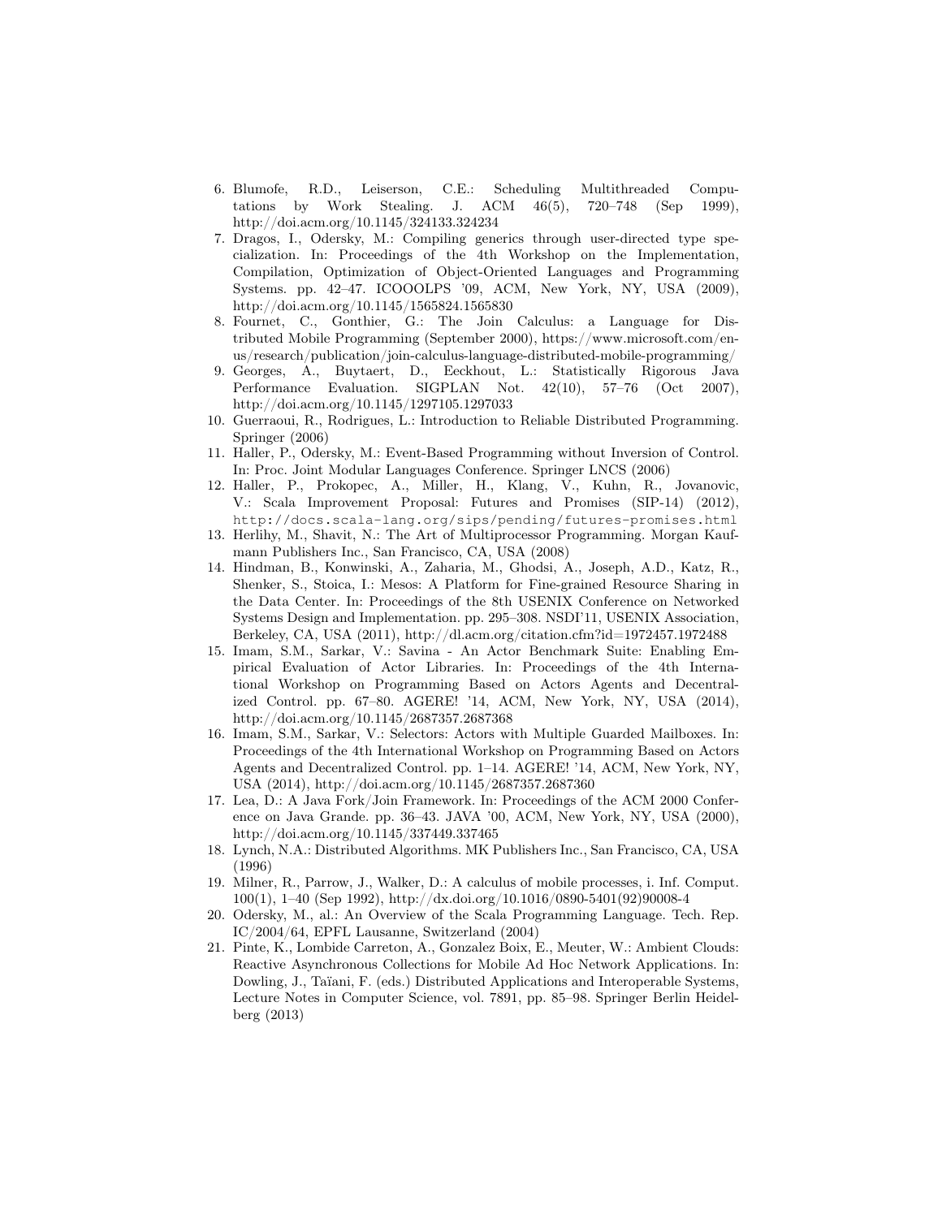6. Blumofe, R.D., Leiserson, C.E.: Scheduling Multithreaded Computations by Work Stealing. J. ACM 46(5), 720–748 (Sep 1999), http://doi.acm.org/10.1145/324133.324234
7. Dragos, I., Odersky, M.: Compiling generics through user-directed type specialization. In: Proceedings of the 4th Workshop on the Implementation, Compilation, Optimization of Object-Oriented Languages and Programming Systems. pp. 42–47. ICOOOLPS '09, ACM, New York, NY, USA (2009), http://doi.acm.org/10.1145/1565824.1565830
8. Fournet, C., Gonthier, G.: The Join Calculus: a Language for Distributed Mobile Programming (September 2000), https://www.microsoft.com/en-us/research/publication/join-calculus-language-distributed-mobile-programming/
9. Georges, A., Buytaert, D., Eeckhout, L.: Statistically Rigorous Java Performance Evaluation. SIGPLAN Not. 42(10), 57–76 (Oct 2007), http://doi.acm.org/10.1145/1297105.1297033
10. Guerraoui, R., Rodrigues, L.: Introduction to Reliable Distributed Programming. Springer (2006)
11. Haller, P., Odersky, M.: Event-Based Programming without Inversion of Control. In: Proc. Joint Modular Languages Conference. Springer LNCS (2006)
12. Haller, P., Prokopec, A., Miller, H., Klang, V., Kuhn, R., Jovanovic, V.: Scala Improvement Proposal: Futures and Promises (SIP-14) (2012), `http://docs.scala-lang.org/sips/pending/futures-promises.html`
13. Herlihy, M., Shavit, N.: The Art of Multiprocessor Programming. Morgan Kaufmann Publishers Inc., San Francisco, CA, USA (2008)
14. Hindman, B., Konwinski, A., Zaharia, M., Ghodsi, A., Joseph, A.D., Katz, R., Shenker, S., Stoica, I.: Mesos: A Platform for Fine-grained Resource Sharing in the Data Center. In: Proceedings of the 8th USENIX Conference on Networked Systems Design and Implementation. pp. 295–308. NSDI'11, USENIX Association, Berkeley, CA, USA (2011), http://dl.acm.org/citation.cfm?id=1972457.1972488
15. Imam, S.M., Sarkar, V.: Savina - An Actor Benchmark Suite: Enabling Empirical Evaluation of Actor Libraries. In: Proceedings of the 4th International Workshop on Programming Based on Actors Agents and Decentralized Control. pp. 67–80. AGERE! '14, ACM, New York, NY, USA (2014), http://doi.acm.org/10.1145/2687357.2687368
16. Imam, S.M., Sarkar, V.: Selectors: Actors with Multiple Guarded Mailboxes. In: Proceedings of the 4th International Workshop on Programming Based on Actors Agents and Decentralized Control. pp. 1–14. AGERE! '14, ACM, New York, NY, USA (2014), http://doi.acm.org/10.1145/2687357.2687360
17. Lea, D.: A Java Fork/Join Framework. In: Proceedings of the ACM 2000 Conference on Java Grande. pp. 36–43. JAVA '00, ACM, New York, NY, USA (2000), http://doi.acm.org/10.1145/337449.337465
18. Lynch, N.A.: Distributed Algorithms. MK Publishers Inc., San Francisco, CA, USA (1996)
19. Milner, R., Parrow, J., Walker, D.: A calculus of mobile processes, i. Inf. Comput. 100(1), 1–40 (Sep 1992), http://dx.doi.org/10.1016/0890-5401(92)90008-4
20. Odersky, M., al.: An Overview of the Scala Programming Language. Tech. Rep. IC/2004/64, EPFL Lausanne, Switzerland (2004)
21. Pinte, K., Lombide Carreton, A., Gonzalez Boix, E., Meuter, W.: Ambient Clouds: Reactive Asynchronous Collections for Mobile Ad Hoc Network Applications. In: Dowling, J., Taïani, F. (eds.) Distributed Applications and Interoperable Systems, Lecture Notes in Computer Science, vol. 7891, pp. 85–98. Springer Berlin Heidelberg (2013)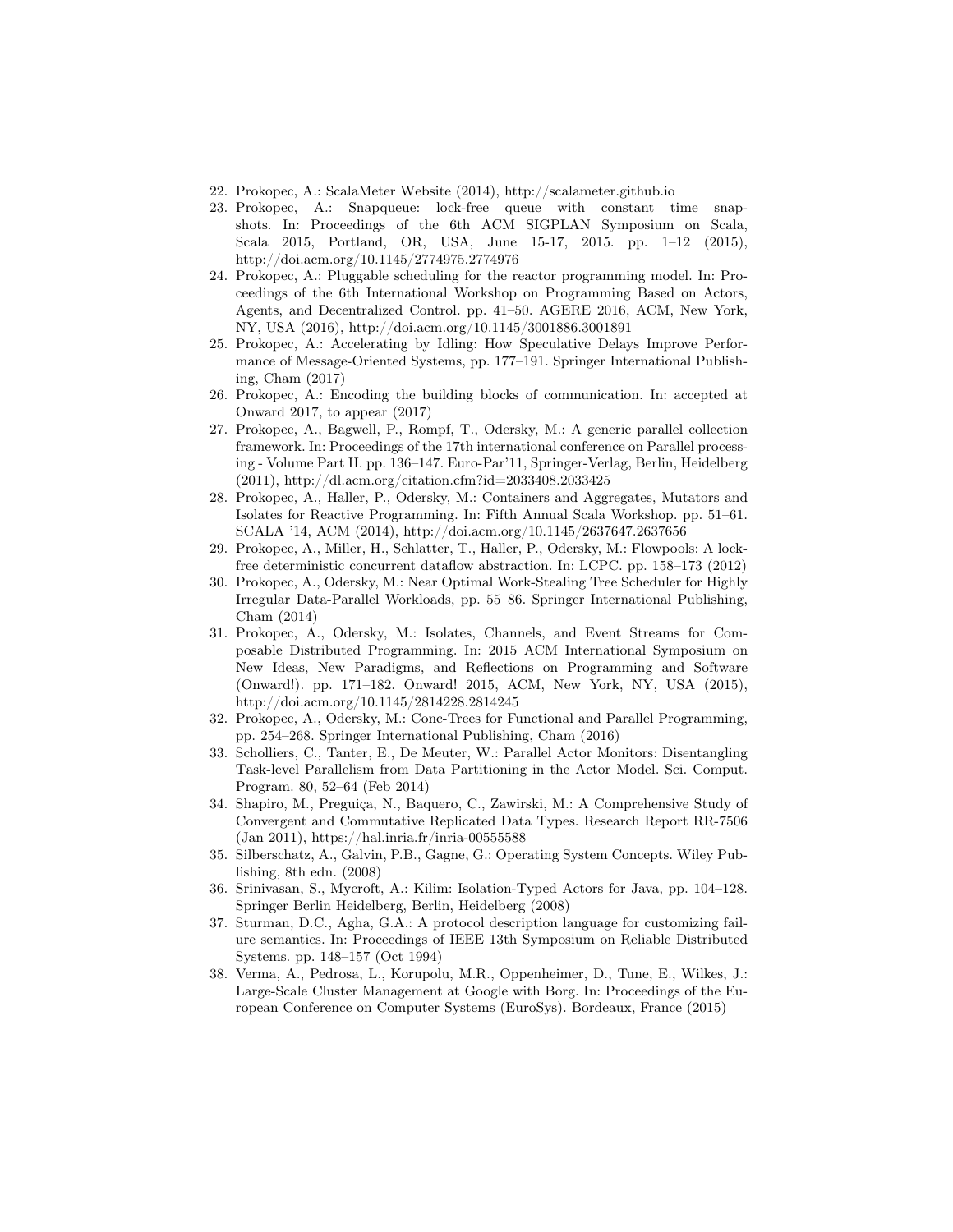22. Prokopec, A.: ScalaMeter Website (2014), http://scalameter.github.io
23. Prokopec, A.: Snapqueue: lock-free queue with constant time snapshots. In: Proceedings of the 6th ACM SIGPLAN Symposium on Scala, Scala 2015, Portland, OR, USA, June 15-17, 2015. pp. 1–12 (2015), http://doi.acm.org/10.1145/2774975.2774976
24. Prokopec, A.: Pluggable scheduling for the reactor programming model. In: Proceedings of the 6th International Workshop on Programming Based on Actors, Agents, and Decentralized Control. pp. 41–50. AGERE 2016, ACM, New York, NY, USA (2016), http://doi.acm.org/10.1145/3001886.3001891
25. Prokopec, A.: Accelerating by Idling: How Speculative Delays Improve Performance of Message-Oriented Systems, pp. 177–191. Springer International Publishing, Cham (2017)
26. Prokopec, A.: Encoding the building blocks of communication. In: accepted at Onward 2017, to appear (2017)
27. Prokopec, A., Bagwell, P., Rompf, T., Odersky, M.: A generic parallel collection framework. In: Proceedings of the 17th international conference on Parallel processing - Volume Part II. pp. 136–147. Euro-Par'11, Springer-Verlag, Berlin, Heidelberg (2011), http://dl.acm.org/citation.cfm?id=2033408.2033425
28. Prokopec, A., Haller, P., Odersky, M.: Containers and Aggregates, Mutators and Isolates for Reactive Programming. In: Fifth Annual Scala Workshop. pp. 51–61. SCALA '14, ACM (2014), http://doi.acm.org/10.1145/2637647.2637656
29. Prokopec, A., Miller, H., Schlatter, T., Haller, P., Odersky, M.: Flowpools: A lock-free deterministic concurrent dataflow abstraction. In: LCPC. pp. 158–173 (2012)
30. Prokopec, A., Odersky, M.: Near Optimal Work-Stealing Tree Scheduler for Highly Irregular Data-Parallel Workloads, pp. 55–86. Springer International Publishing, Cham (2014)
31. Prokopec, A., Odersky, M.: Isolates, Channels, and Event Streams for Composable Distributed Programming. In: 2015 ACM International Symposium on New Ideas, New Paradigms, and Reflections on Programming and Software (Onward!). pp. 171–182. Onward! 2015, ACM, New York, NY, USA (2015), http://doi.acm.org/10.1145/2814228.2814245
32. Prokopec, A., Odersky, M.: Conc-Trees for Functional and Parallel Programming, pp. 254–268. Springer International Publishing, Cham (2016)
33. Scholliers, C., Tanter, E., De Meuter, W.: Parallel Actor Monitors: Disentangling Task-level Parallelism from Data Partitioning in the Actor Model. Sci. Comput. Program. 80, 52–64 (Feb 2014)
34. Shapiro, M., Preguiça, N., Baquero, C., Zawirski, M.: A Comprehensive Study of Convergent and Commutative Replicated Data Types. Research Report RR-7506 (Jan 2011), https://hal.inria.fr/inria-00555588
35. Silberschatz, A., Galvin, P.B., Gagne, G.: Operating System Concepts. Wiley Publishing, 8th edn. (2008)
36. Srinivasan, S., Mycroft, A.: Kilim: Isolation-Typed Actors for Java, pp. 104–128. Springer Berlin Heidelberg, Berlin, Heidelberg (2008)
37. Sturman, D.C., Agha, G.A.: A protocol description language for customizing failure semantics. In: Proceedings of IEEE 13th Symposium on Reliable Distributed Systems. pp. 148–157 (Oct 1994)
38. Verma, A., Pedrosa, L., Korupolu, M.R., Oppenheimer, D., Tune, E., Wilkes, J.: Large-Scale Cluster Management at Google with Borg. In: Proceedings of the European Conference on Computer Systems (EuroSys). Bordeaux, France (2015)